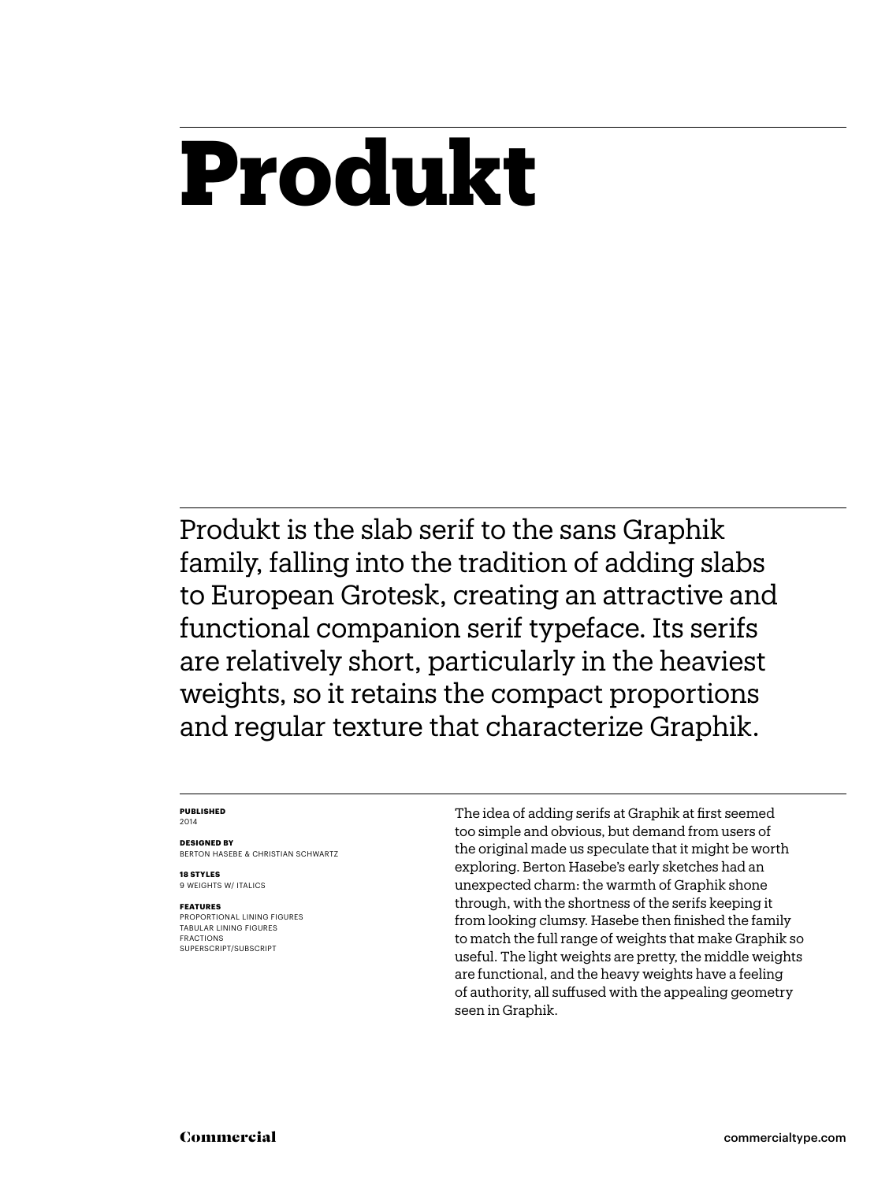# Produkt

Produkt is the slab serif to the sans Graphik family, falling into the tradition of adding slabs to European Grotesk, creating an attractive and functional companion serif typeface. Its serifs are relatively short, particularly in the heaviest weights, so it retains the compact proportions and regular texture that characterize Graphik.

**PUBLISHED**
2014

**DESIGNED BY**
BERTON HASEBE & CHRISTIAN SCHWARTZ

**18 STYLES**
9 WEIGHTS W/ ITALICS

**FEATURES**
PROPORTIONAL LINING FIGURES
TABULAR LINING FIGURES
FRACTIONS
SUPERSCRIPT/SUBSCRIPT

The idea of adding serifs at Graphik at first seemed too simple and obvious, but demand from users of the original made us speculate that it might be worth exploring. Berton Hasebe's early sketches had an unexpected charm: the warmth of Graphik shone through, with the shortness of the serifs keeping it from looking clumsy. Hasebe then finished the family to match the full range of weights that make Graphik so useful. The light weights are pretty, the middle weights are functional, and the heavy weights have a feeling of authority, all suffused with the appealing geometry seen in Graphik.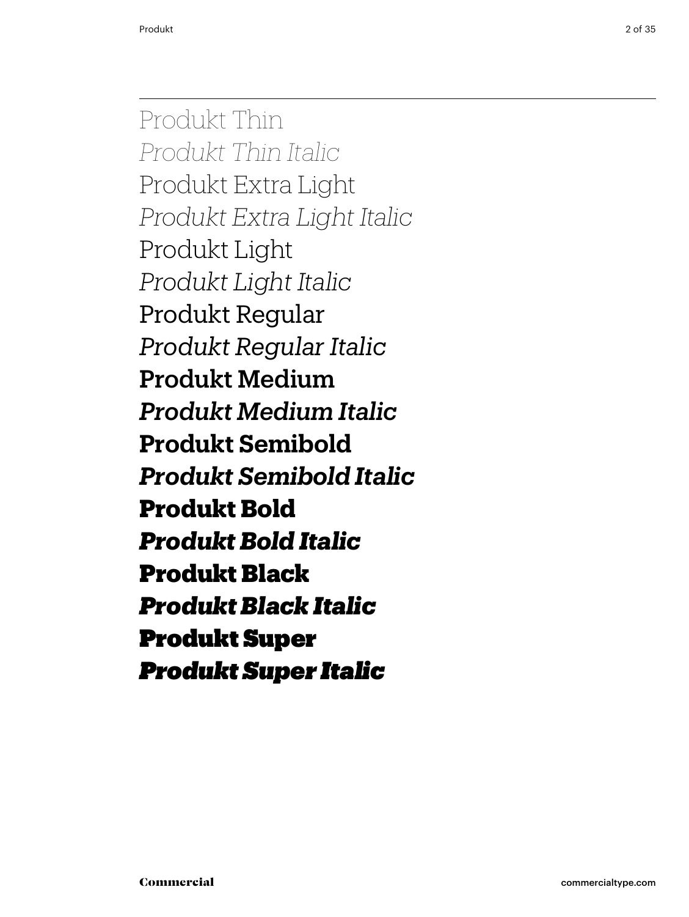Produkt Thin
*Produkt Thin Italic*
Produkt Extra Light
*Produkt Extra Light Italic*
Produkt Light
*Produkt Light Italic*
Produkt Regular
*Produkt Regular Italic*
**Produkt Medium**
***Produkt Medium Italic***
**Produkt Semibold**
***Produkt Semibold Italic***
**Produkt Bold**
***Produkt Bold Italic***
**Produkt Black**
***Produkt Black Italic***
**Produkt Super**
***Produkt Super Italic***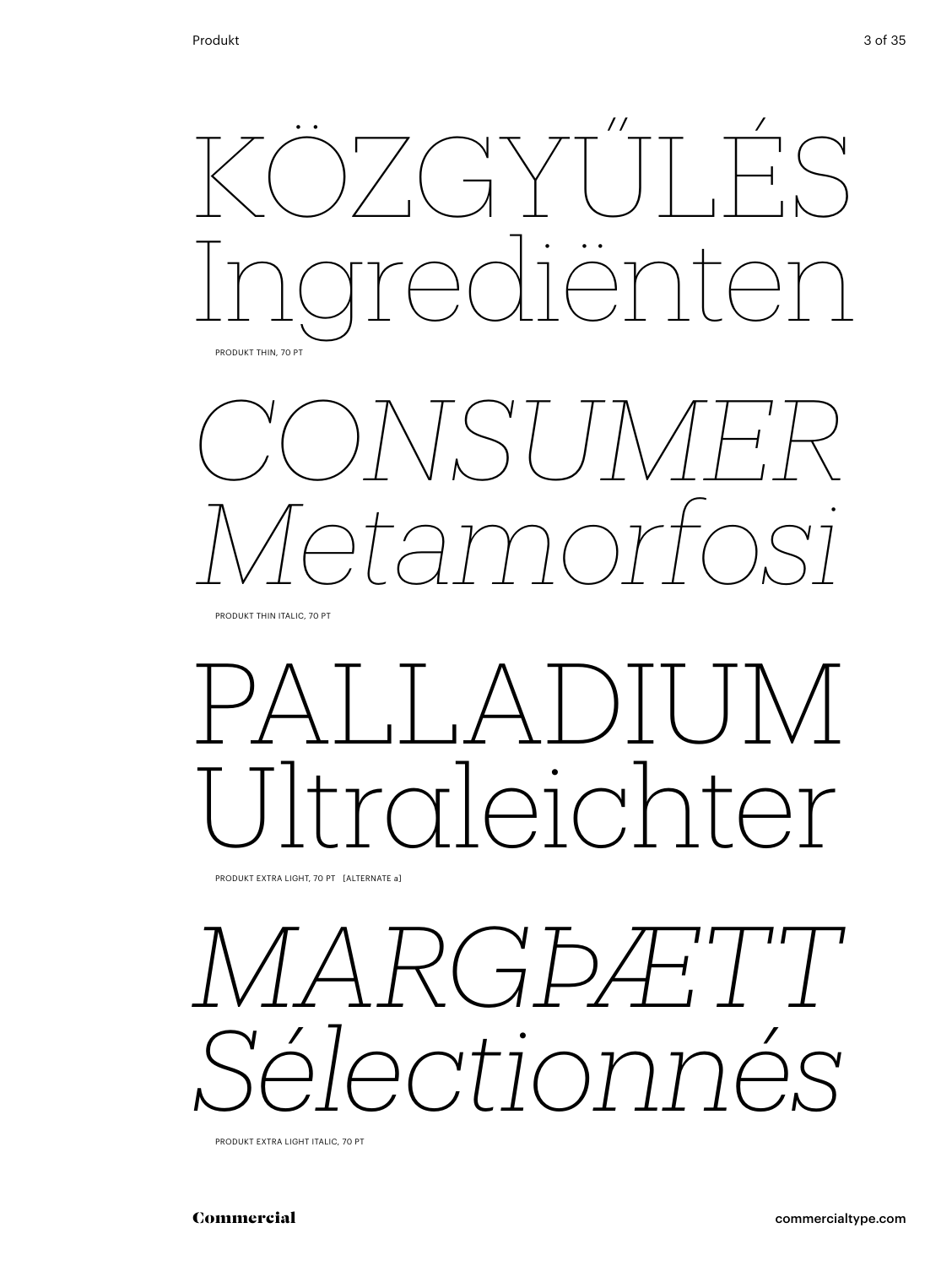KÖZGYŰLÉS
Ingrediënten

PRODUKT THIN, 70 PT

*CONSUMER*
*Metamorfosi*

PRODUKT THIN ITALIC, 70 PT

PALLADIUM
Ultraleichter

PRODUKT EXTRA LIGHT, 70 PT [ALTERNATE a]

*MARGÞÆTT*
*Sélectionnés*

PRODUKT EXTRA LIGHT ITALIC, 70 PT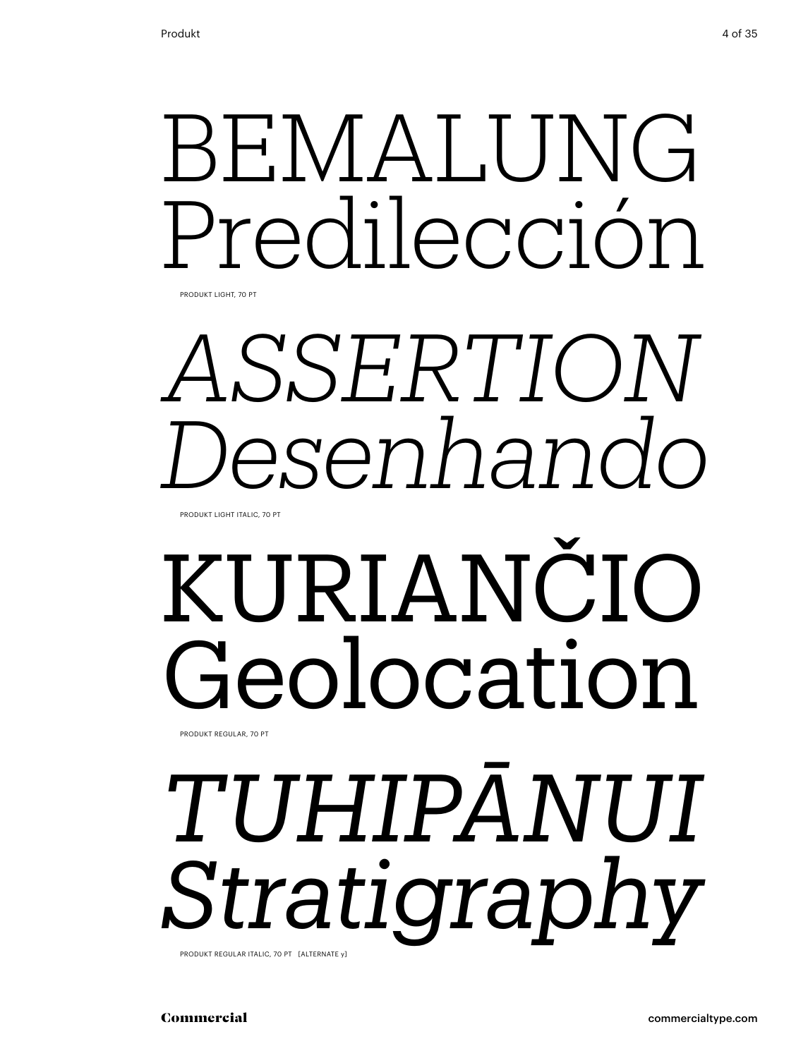BEMALUNG
Predilección

PRODUKT LIGHT, 70 PT

*ASSERTION*
*Desenhando*

PRODUKT LIGHT ITALIC, 70 PT

KURIANČIO
Geolocation

PRODUKT REGULAR, 70 PT

*TUHIPĀNUI*
*Stratigraphy*

PRODUKT REGULAR ITALIC, 70 PT [ALTERNATE y]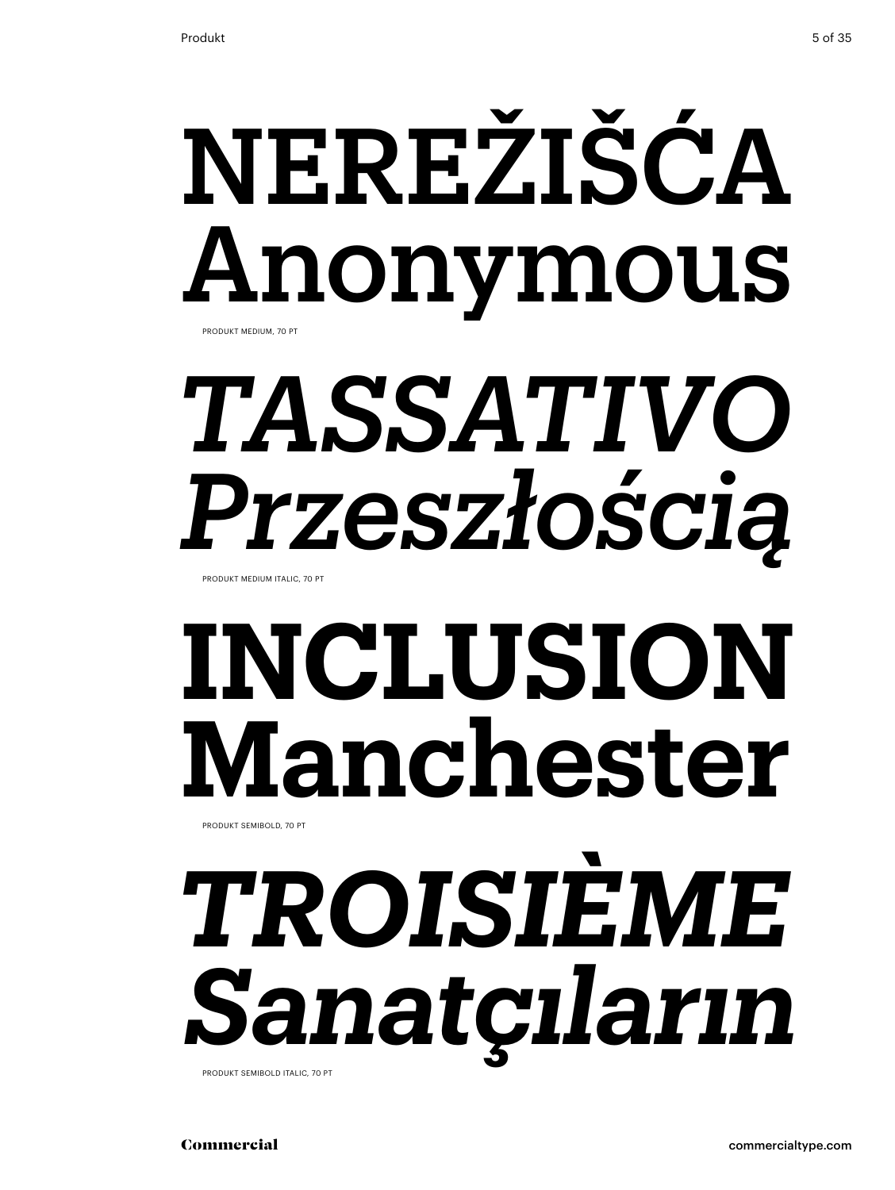NEREŽIŠĆA
Anonymous

PRODUKT MEDIUM, 70 PT

*TASSATIVO*
*Przeszłością*

PRODUKT MEDIUM ITALIC, 70 PT

**INCLUSION**
**Manchester**

PRODUKT SEMIBOLD, 70 PT

***TROISIÈME***
***Sanatçıların***

PRODUKT SEMIBOLD ITALIC, 70 PT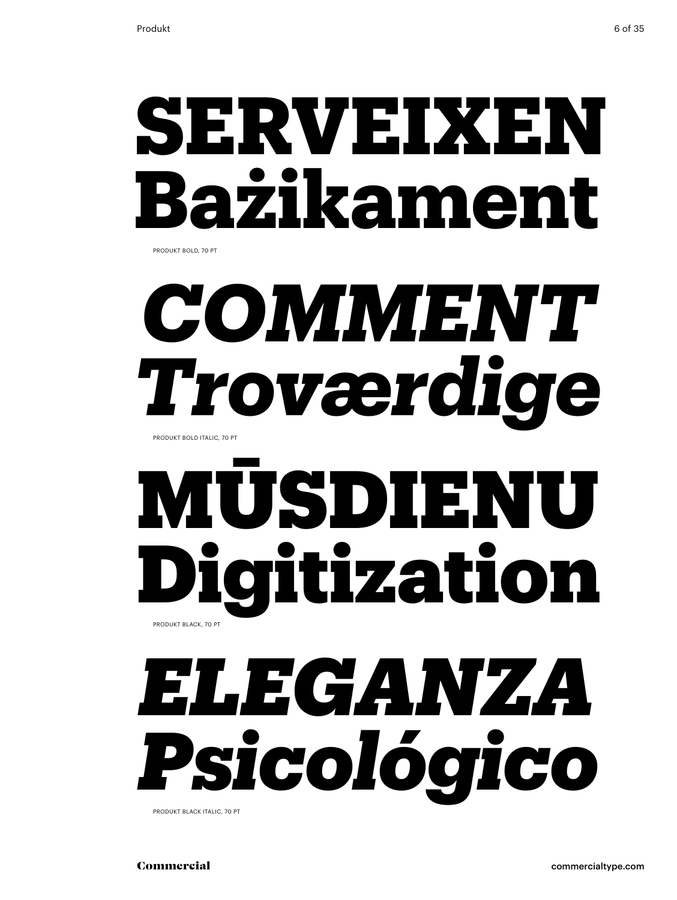**SERVEIXEN**
**Bażikament**

PRODUKT BOLD, 70 PT

***COMMENT***
***Troværdige***

PRODUKT BOLD ITALIC, 70 PT

**MŪSDIENU**
**Digitization**

PRODUKT BLACK, 70 PT

***ELEGANZA***
***Psicológico***

PRODUKT BLACK ITALIC, 70 PT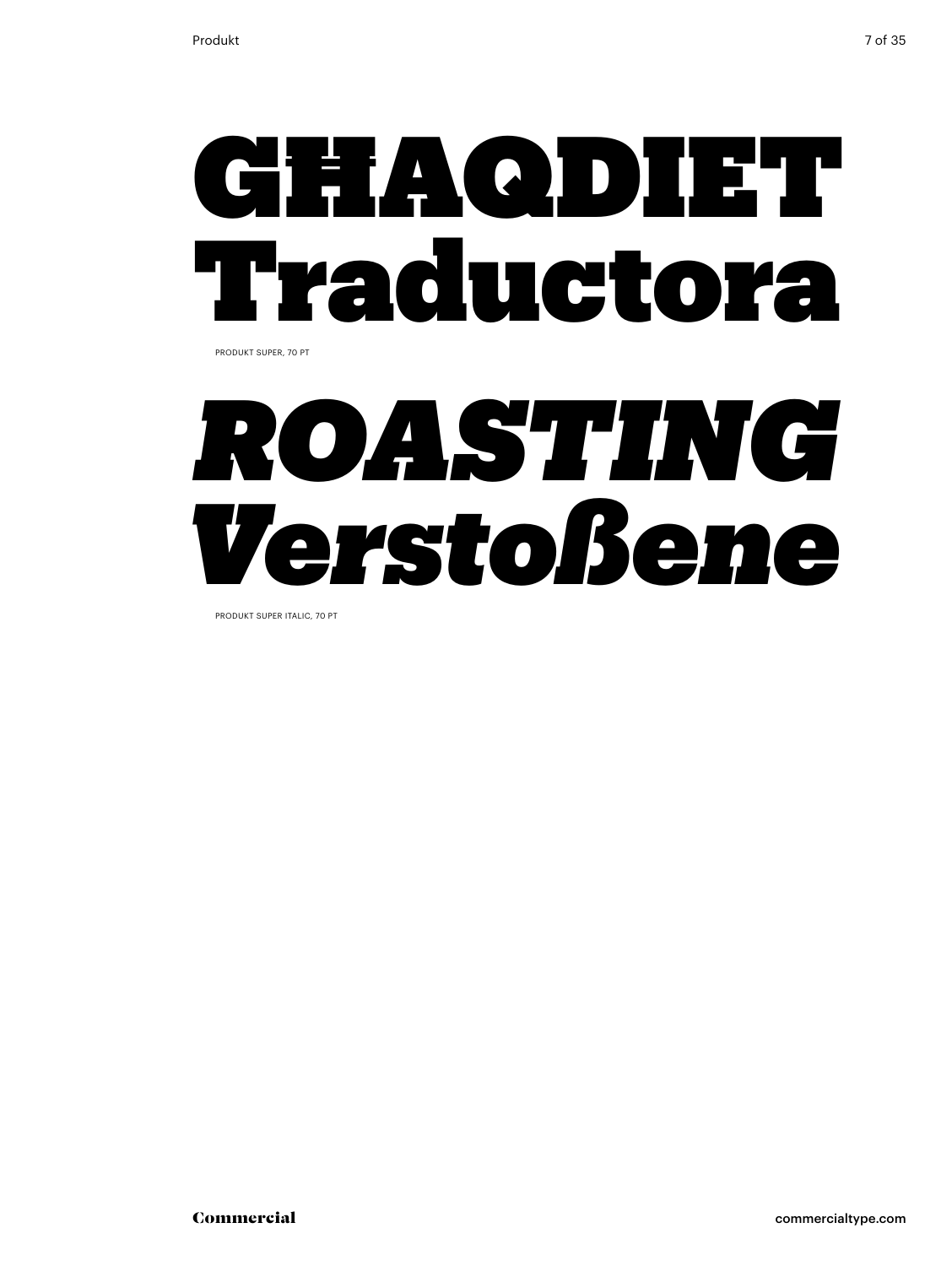GĦAQDIET
Traductora

PRODUKT SUPER, 70 PT

*ROASTING*
*Verstoßene*

PRODUKT SUPER ITALIC, 70 PT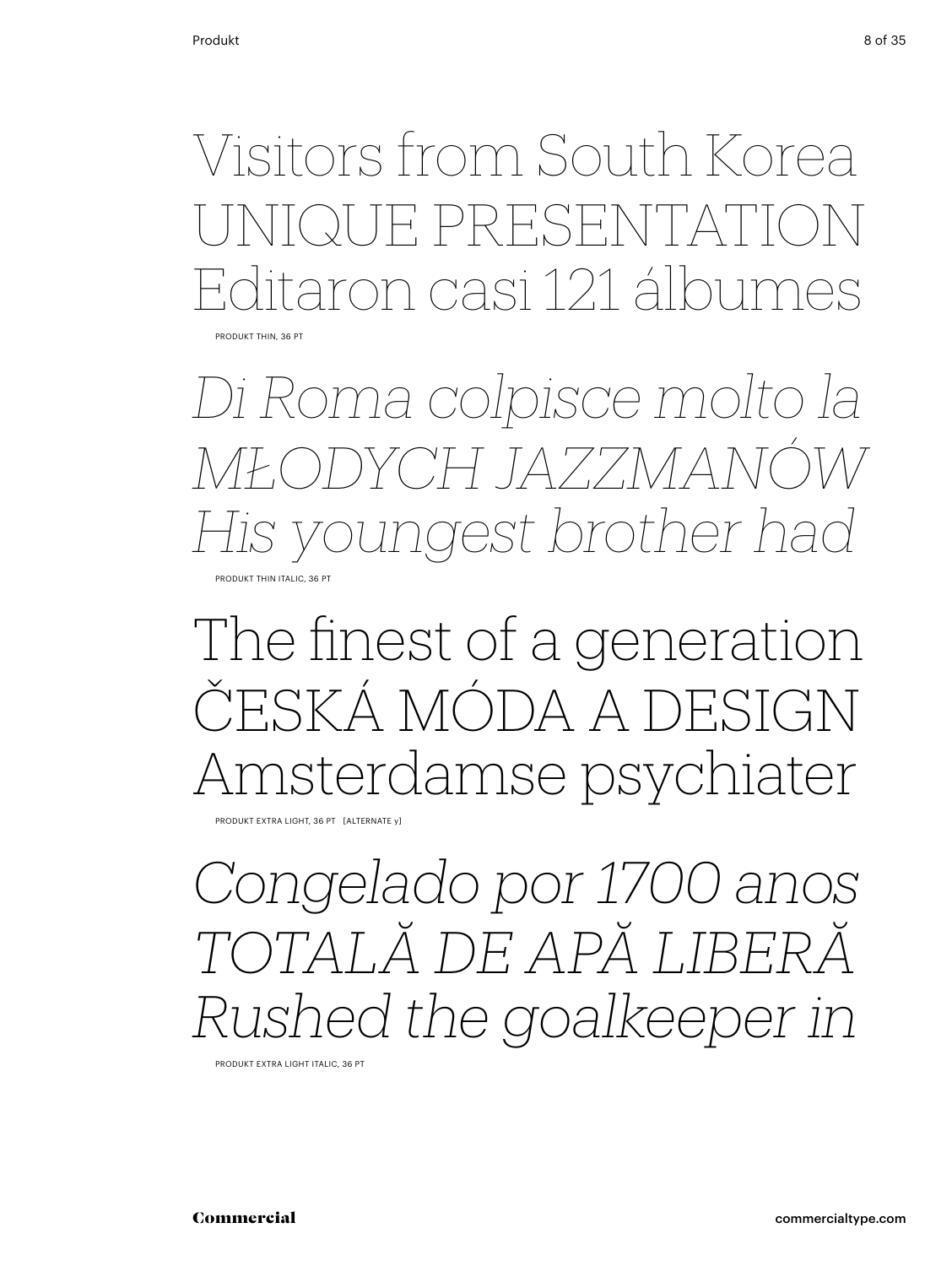Visitors from South Korea
UNIQUE PRESENTATION
Editaron casi 121 álbumes

PRODUKT THIN, 36 PT

*Di Roma colpisce molto la*
*MŁODYCH JAZZMANÓW*
*His youngest brother had*

PRODUKT THIN ITALIC, 36 PT

The finest of a generation
ČESKÁ MÓDA A DESIGN
Amsterdamse psychiater

PRODUKT EXTRA LIGHT, 36 PT [ALTERNATE y]

*Congelado por 1700 anos*
*TOTALĂ DE APĂ LIBERĂ*
*Rushed the goalkeeper in*

PRODUKT EXTRA LIGHT ITALIC, 36 PT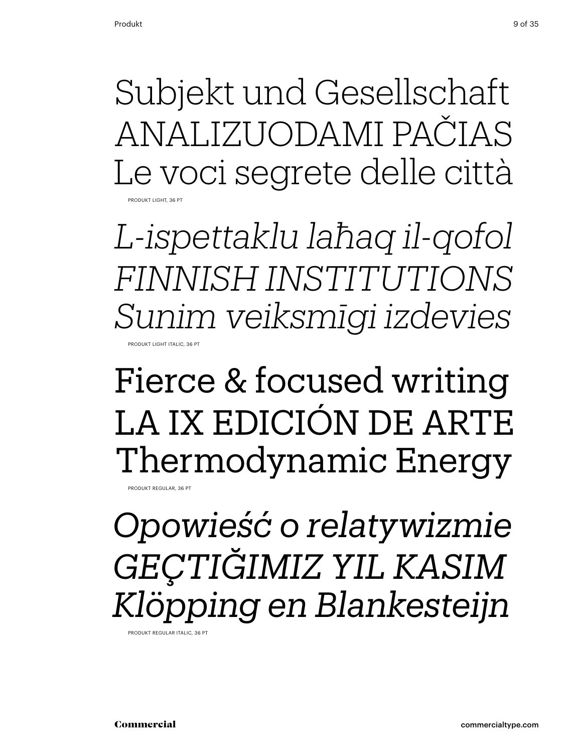Subjekt und Gesellschaft
ANALIZUODAMI PAČIAS
Le voci segrete delle città

PRODUKT LIGHT, 36 PT

*L-ispettaklu laħaq il-qofol*
*FINNISH INSTITUTIONS*
*Sunim veiksmīgi izdevies*

PRODUKT LIGHT ITALIC, 36 PT

Fierce & focused writing
LA IX EDICIÓN DE ARTE
Thermodynamic Energy

PRODUKT REGULAR, 36 PT

*Opowieść o relatywizmie*
*GEÇTIĞIMIZ YIL KASIM*
*Klöpping en Blankesteijn*

PRODUKT REGULAR ITALIC, 36 PT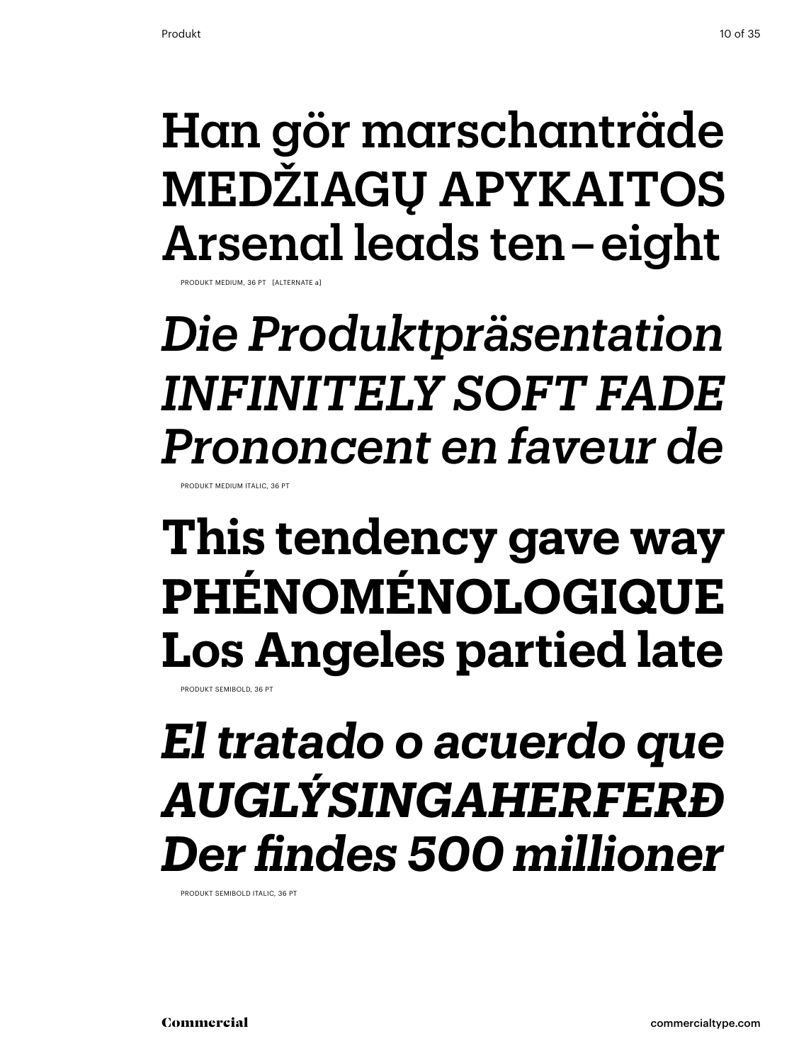Han gör marschanträde
MEDŽIAGŲ APYKAITOS
Arsenal leads ten – eight

PRODUKT MEDIUM, 36 PT [ALTERNATE a]

*Die Produktpräsentation*
*INFINITELY SOFT FADE*
*Prononcent en faveur de*

PRODUKT MEDIUM ITALIC, 36 PT

**This tendency gave way**
**PHÉNOMÉNOLOGIQUE**
**Los Angeles partied late**

PRODUKT SEMIBOLD, 36 PT

***El tratado o acuerdo que***
***AUGLÝSINGAHERFERÐ***
***Der findes 500 millioner***

PRODUKT SEMIBOLD ITALIC, 36 PT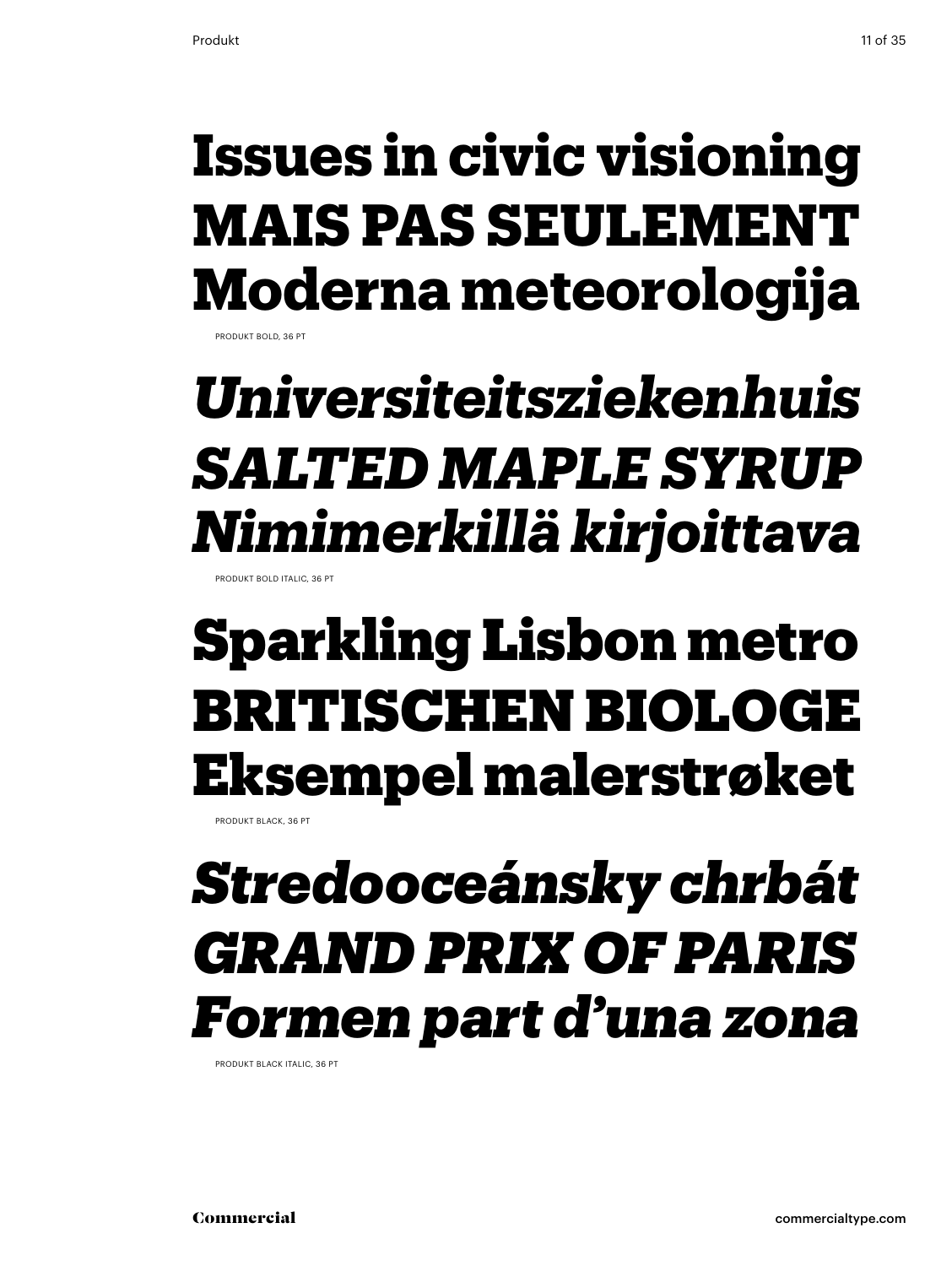**Issues in civic visioning**
**MAIS PAS SEULEMENT**
**Moderna meteorologija**

PRODUKT BOLD, 36 PT

***Universiteitsziekenhuis***
***SALTED MAPLE SYRUP***
***Nimimerkillä kirjoittava***

PRODUKT BOLD ITALIC, 36 PT

**Sparkling Lisbon metro**
**BRITISCHEN BIOLOGE**
**Eksempel malerstrøket**

PRODUKT BLACK, 36 PT

***Stredooceánsky chrbát***
***GRAND PRIX OF PARIS***
***Formen part d'una zona***

PRODUKT BLACK ITALIC, 36 PT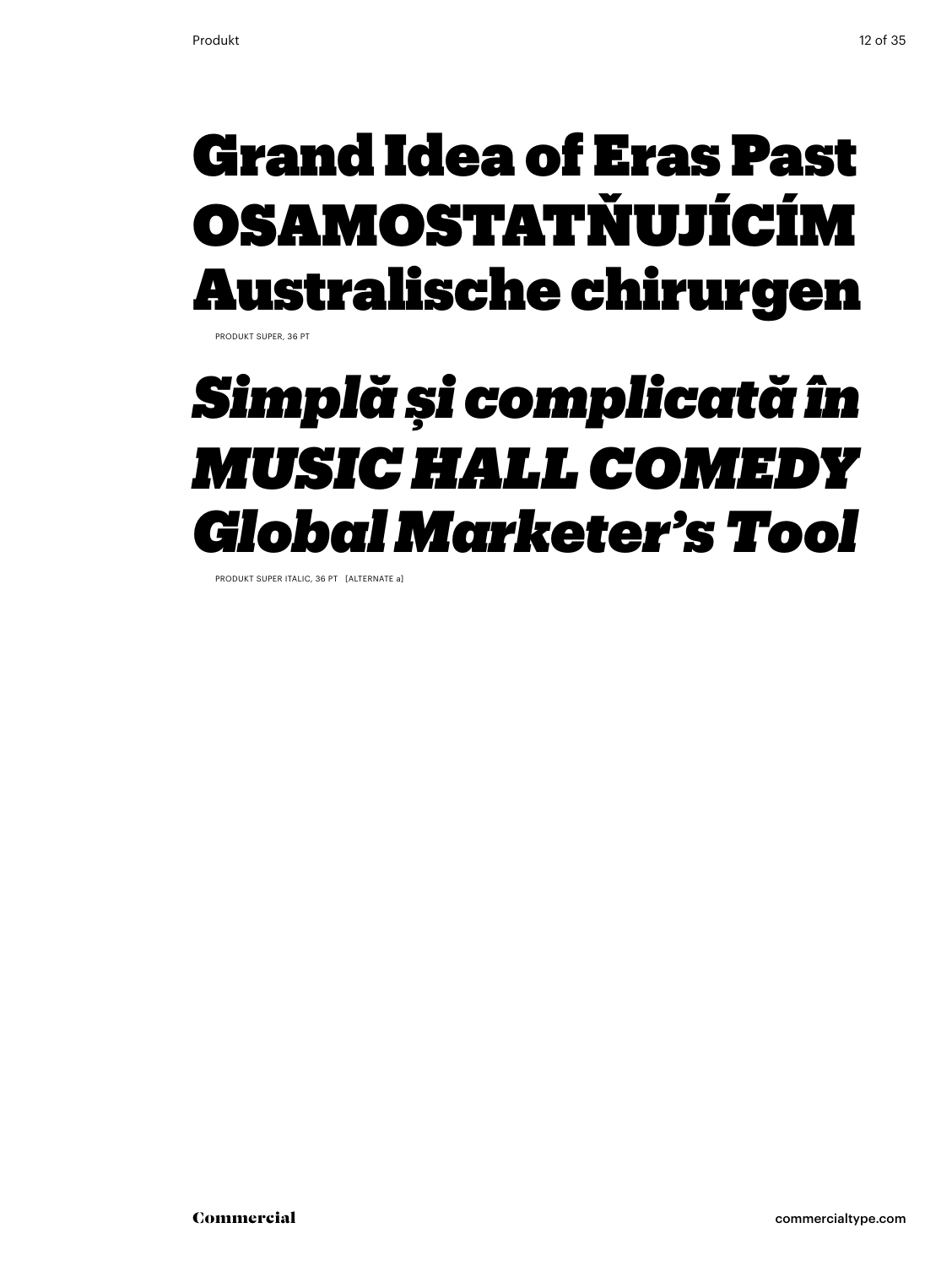Grand Idea of Eras Past
OSAMOSTATŇUJÍCÍM
Australische chirurgen

PRODUKT SUPER, 36 PT

*Simplă și complicată în*
*MUSIC HALL COMEDY*
*Global Marketer’s Tool*

PRODUKT SUPER ITALIC, 36 PT [ALTERNATE a]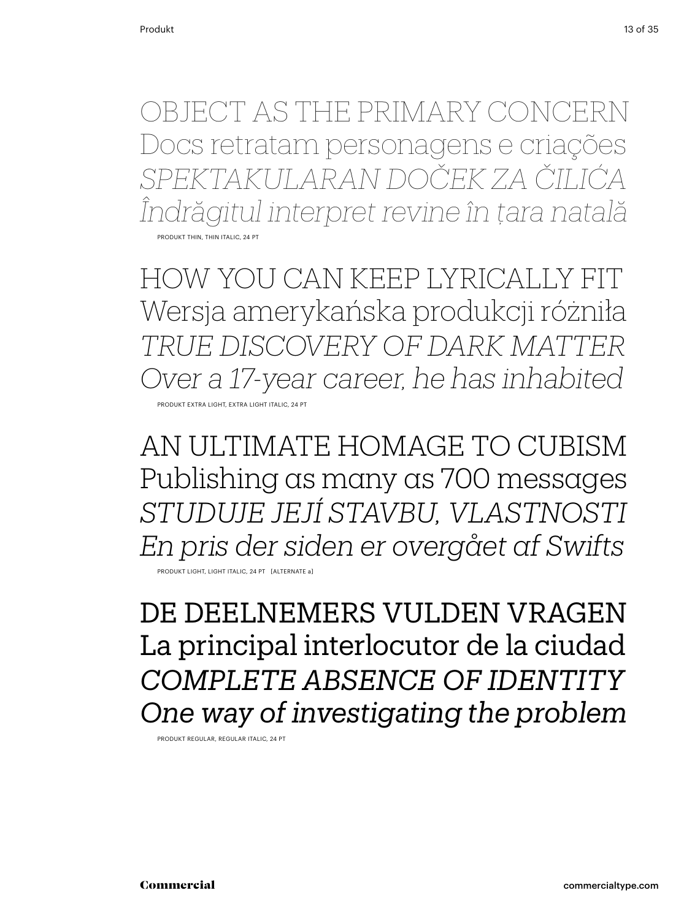OBJECT AS THE PRIMARY CONCERN
Docs retratam personagens e criações
*SPEKTAKULARAN DOČEK ZA ČILIĆA*
*Îndrăgitul interpret revine în țara natală*

PRODUKT THIN, THIN ITALIC, 24 PT

HOW YOU CAN KEEP LYRICALLY FIT
Wersja amerykańska produkcji różniła
*TRUE DISCOVERY OF DARK MATTER*
*Over a 17-year career, he has inhabited*

PRODUKT EXTRA LIGHT, EXTRA LIGHT ITALIC, 24 PT

AN ULTIMATE HOMAGE TO CUBISM
Publishing as many as 700 messages
*STUDUJE JEJÍ STAVBU, VLASTNOSTI*
*En pris der siden er overgået af Swifts*

PRODUKT LIGHT, LIGHT ITALIC, 24 PT [ALTERNATE a]

DE DEELNEMERS VULDEN VRAGEN
La principal interlocutor de la ciudad
*COMPLETE ABSENCE OF IDENTITY*
*One way of investigating the problem*

PRODUKT REGULAR, REGULAR ITALIC, 24 PT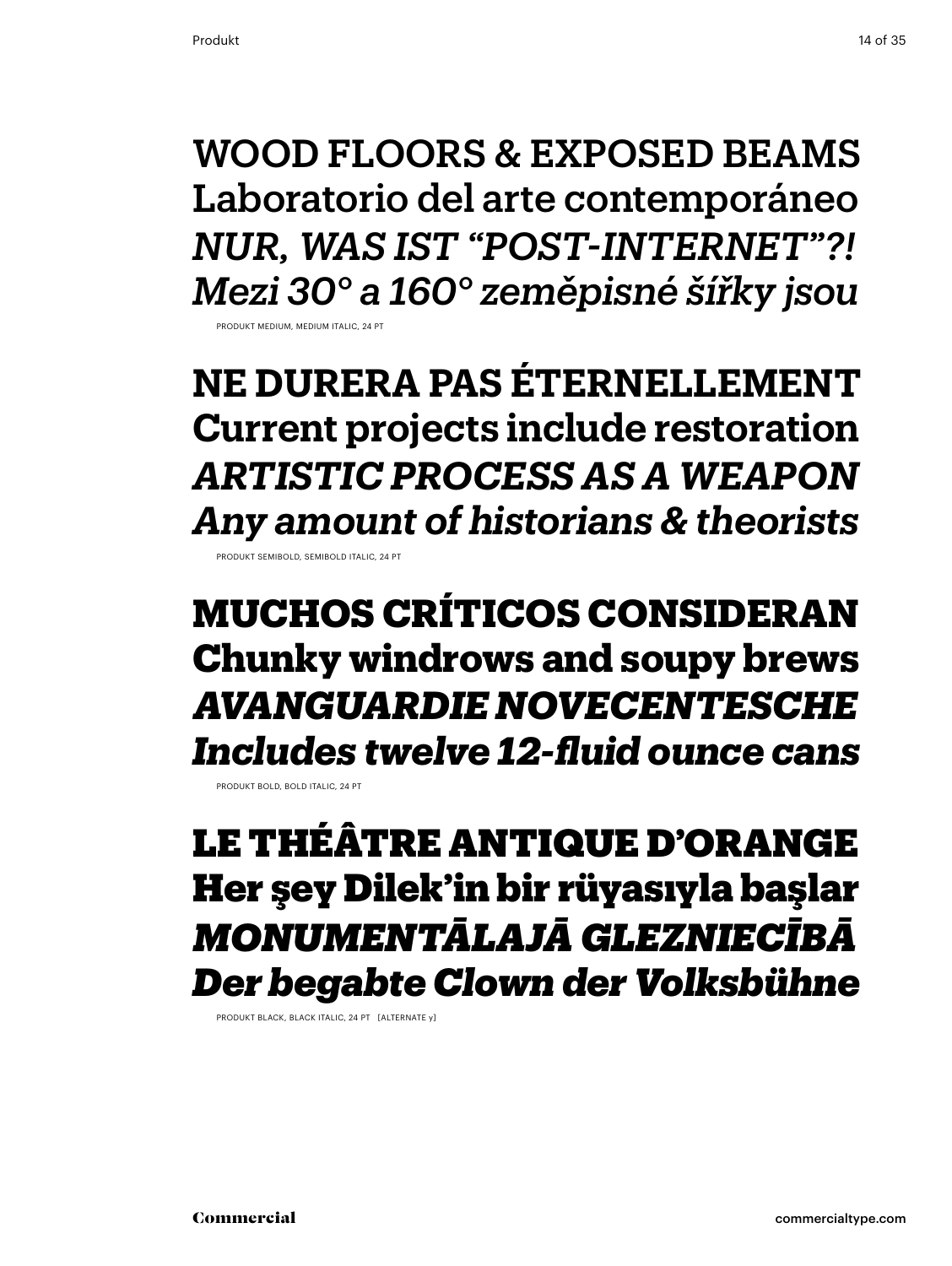WOOD FLOORS & EXPOSED BEAMS
Laboratorio del arte contemporáneo
*NUR, WAS IST “POST-INTERNET”?!*
*Mezi 30° a 160° zeměpisné šířky jsou*

PRODUKT MEDIUM, MEDIUM ITALIC, 24 PT

**NE DURERA PAS ÉTERNELLEMENT**
**Current projects include restoration**
***ARTISTIC PROCESS AS A WEAPON***
***Any amount of historians & theorists***

PRODUKT SEMIBOLD, SEMIBOLD ITALIC, 24 PT

**MUCHOS CRÍTICOS CONSIDERAN**
**Chunky windrows and soupy brews**
***AVANGUARDIE NOVECENTESCHE***
***Includes twelve 12-fluid ounce cans***

PRODUKT BOLD, BOLD ITALIC, 24 PT

**LE THÉÂTRE ANTIQUE D’ORANGE**
**Her şey Dilek’in bir rüyasıyla başlar**
***MONUMENTĀLAJĀ GLEZNIECĪBĀ***
***Der begabte Clown der Volksbühne***

PRODUKT BLACK, BLACK ITALIC, 24 PT [ALTERNATE y]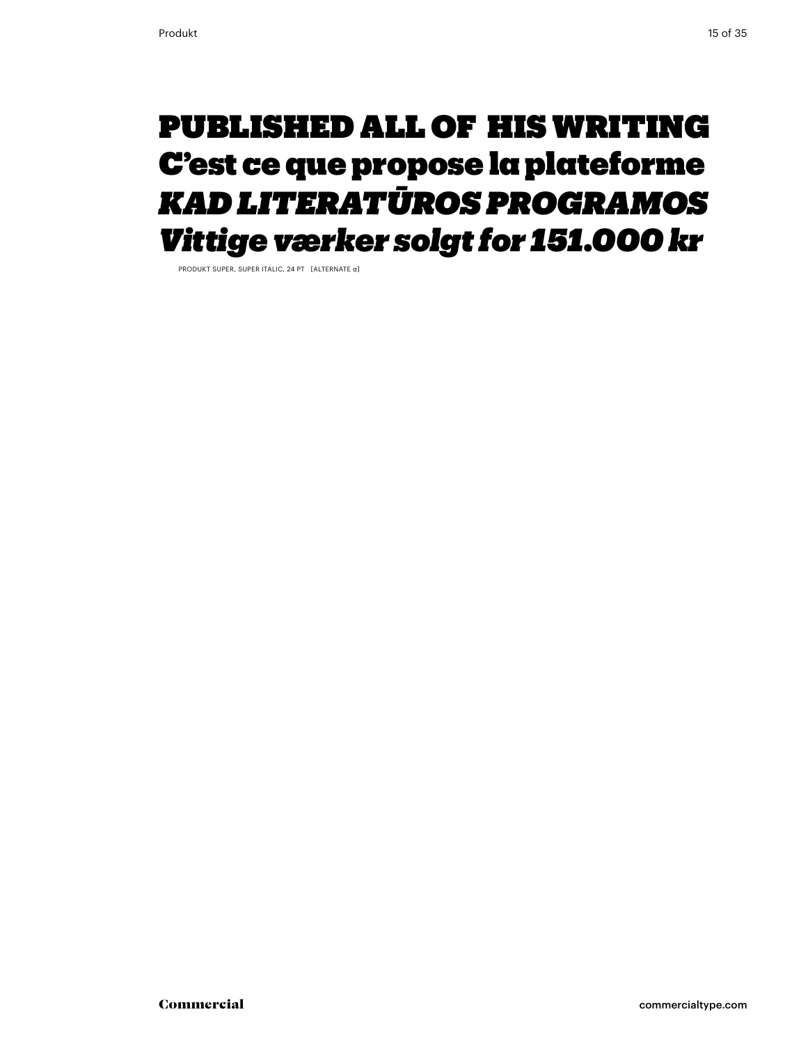**PUBLISHED ALL OF HIS WRITING**
**C’est ce que propose la plateforme**
***KAD LITERATŪROS PROGRAMOS***
***Vittige værker solgt for 151.000 kr***

PRODUKT SUPER, SUPER ITALIC, 24 PT [ALTERNATE a]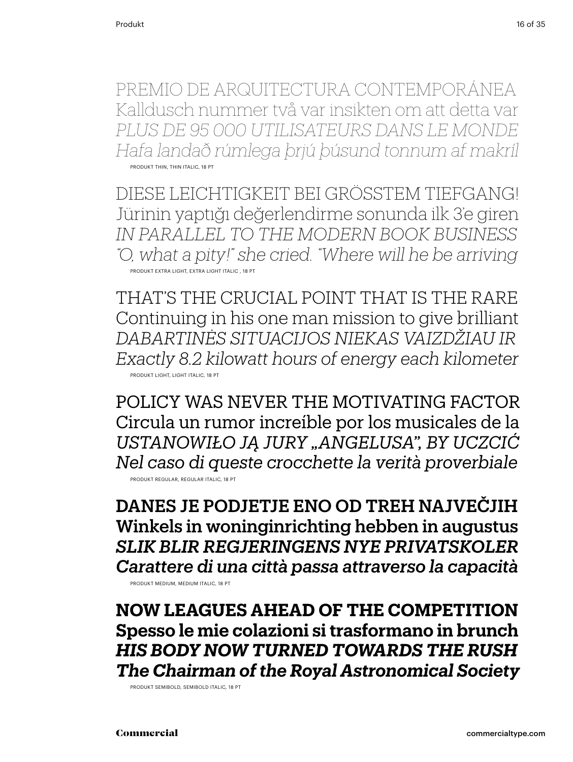PREMIO DE ARQUITECTURA CONTEMPORÁNEA
Kalldusch nummer två var insikten om att detta var
*PLUS DE 95 000 UTILISATEURS DANS LE MONDE*
*Hafa landað rúmlega þrjú þúsund tonnum af makríl*

PRODUKT THIN, THIN ITALIC, 18 PT

DIESE LEICHTIGKEIT BEI GRÖSSTEM TIEFGANG!
Jürinin yaptığı değerlendirme sonunda ilk 3'e giren
*IN PARALLEL TO THE MODERN BOOK BUSINESS*
*"O, what a pity!" she cried. "Where will he be arriving*

PRODUKT EXTRA LIGHT, EXTRA LIGHT ITALIC , 18 PT

THAT'S THE CRUCIAL POINT THAT IS THE RARE
Continuing in his one man mission to give brilliant
*DABARTINĖS SITUACIJOS NIEKAS VAIZDŽIAU IR*
*Exactly 8.2 kilowatt hours of energy each kilometer*

PRODUKT LIGHT, LIGHT ITALIC, 18 PT

POLICY WAS NEVER THE MOTIVATING FACTOR
Circula un rumor increíble por los musicales de la
*USTANOWIŁO JĄ JURY „ANGELUSA", BY UCZCIĆ*
*Nel caso di queste crocchette la verità proverbiale*

PRODUKT REGULAR, REGULAR ITALIC, 18 PT

**DANES JE PODJETJE ENO OD TREH NAJVEČJIH**
**Winkels in woninginrichting hebben in augustus**
***SLIK BLIR REGJERINGENS NYE PRIVATSKOLER***
***Carattere di una città passa attraverso la capacità***

PRODUKT MEDIUM, MEDIUM ITALIC, 18 PT

**NOW LEAGUES AHEAD OF THE COMPETITION**
**Spesso le mie colazioni si trasformano in brunch**
***HIS BODY NOW TURNED TOWARDS THE RUSH***
***The Chairman of the Royal Astronomical Society***

PRODUKT SEMIBOLD, SEMIBOLD ITALIC, 18 PT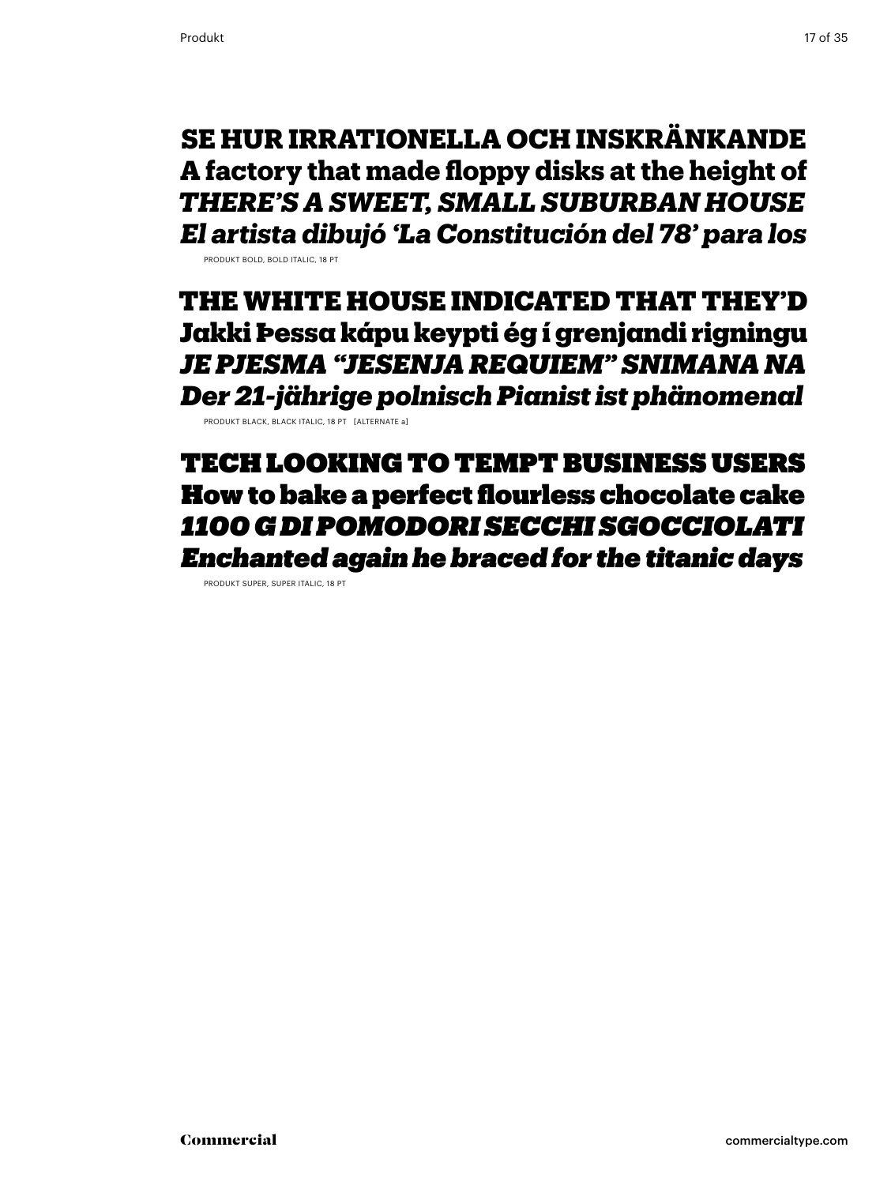**SE HUR IRRATIONELLA OCH INSKRÄNKANDE**
**A factory that made floppy disks at the height of**
***THERE'S A SWEET, SMALL SUBURBAN HOUSE***
***El artista dibujó 'La Constitución del 78' para los***

PRODUKT BOLD, BOLD ITALIC, 18 PT

**THE WHITE HOUSE INDICATED THAT THEY'D**
**Jakki Þessa kápu keypti ég í grenjandi rigningu**
***JE PJESMA "JESENJA REQUIEM" SNIMANA NA***
***Der 21-jährige polnisch Pianist ist phänomenal***

PRODUKT BLACK, BLACK ITALIC, 18 PT [ALTERNATE a]

**TECH LOOKING TO TEMPT BUSINESS USERS**
**How to bake a perfect flourless chocolate cake**
***1100 G DI POMODORI SECCHI SGOCCIOLATI***
***Enchanted again he braced for the titanic days***

PRODUKT SUPER, SUPER ITALIC, 18 PT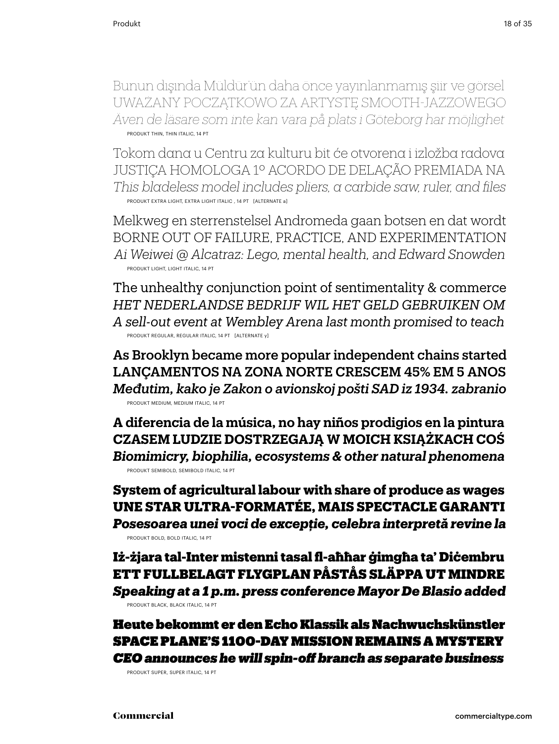Bunun dışında Müldür'ün daha önce yayınlanmamış şiir ve görsel
UWAŻANY POCZĄTKOWO ZA ARTYSTĘ SMOOTH-JAZZOWEGO
*Även de läsare som inte kan vara på plats i Göteborg har möjlighet*

PRODUKT THIN, THIN ITALIC, 14 PT

Tokom dana u Centru za kulturu bit će otvorena i izložba radova
JUSTIÇA HOMOLOGA 1º ACORDO DE DELAÇÃO PREMIADA NA
*This bladeless model includes pliers, a carbide saw, ruler, and files*

PRODUKT EXTRA LIGHT, EXTRA LIGHT ITALIC , 14 PT [ALTERNATE a]

Melkweg en sterrenstelsel Andromeda gaan botsen en dat wordt
BORNE OUT OF FAILURE, PRACTICE, AND EXPERIMENTATION
*Ai Weiwei @ Alcatraz: Lego, mental health, and Edward Snowden*

PRODUKT LIGHT, LIGHT ITALIC, 14 PT

The unhealthy conjunction point of sentimentality & commerce
*HET NEDERLANDSE BEDRIJF WIL HET GELD GEBRUIKEN OM*
*A sell-out event at Wembley Arena last month promised to teach*

PRODUKT REGULAR, REGULAR ITALIC, 14 PT [ALTERNATE y]

As Brooklyn became more popular independent chains started
LANÇAMENTOS NA ZONA NORTE CRESCEM 45% EM 5 ANOS
*Međutim, kako je Zakon o avionskoj pošti SAD iz 1934. zabranio*

PRODUKT MEDIUM, MEDIUM ITALIC, 14 PT

**A diferencia de la música, no hay niños prodigios en la pintura**
**CZASEM LUDZIE DOSTRZEGAJĄ W MOICH KSIĄŻKACH COŚ**
***Biomimicry, biophilia, ecosystems & other natural phenomena***

PRODUKT SEMIBOLD, SEMIBOLD ITALIC, 14 PT

**System of agricultural labour with share of produce as wages**
**UNE STAR ULTRA-FORMATÉE, MAIS SPECTACLE GARANTI**
***Posesoarea unei voci de excepție, celebra interpretă revine la***

PRODUKT BOLD, BOLD ITALIC, 14 PT

**Iż-żjara tal-Inter mistenni tasal fl-aħħar ġimgħa ta' Diċembru**
**ETT FULLBELAGT FLYGPLAN PÅSTÅS SLÄPPA UT MINDRE**
***Speaking at a 1 p.m. press conference Mayor De Blasio added***

PRODUKT BLACK, BLACK ITALIC, 14 PT

**Heute bekommt er den Echo Klassik als Nachwuchskünstler**
**SPACE PLANE'S 1100-DAY MISSION REMAINS A MYSTERY**
***CEO announces he will spin-off branch as separate business***

PRODUKT SUPER, SUPER ITALIC, 14 PT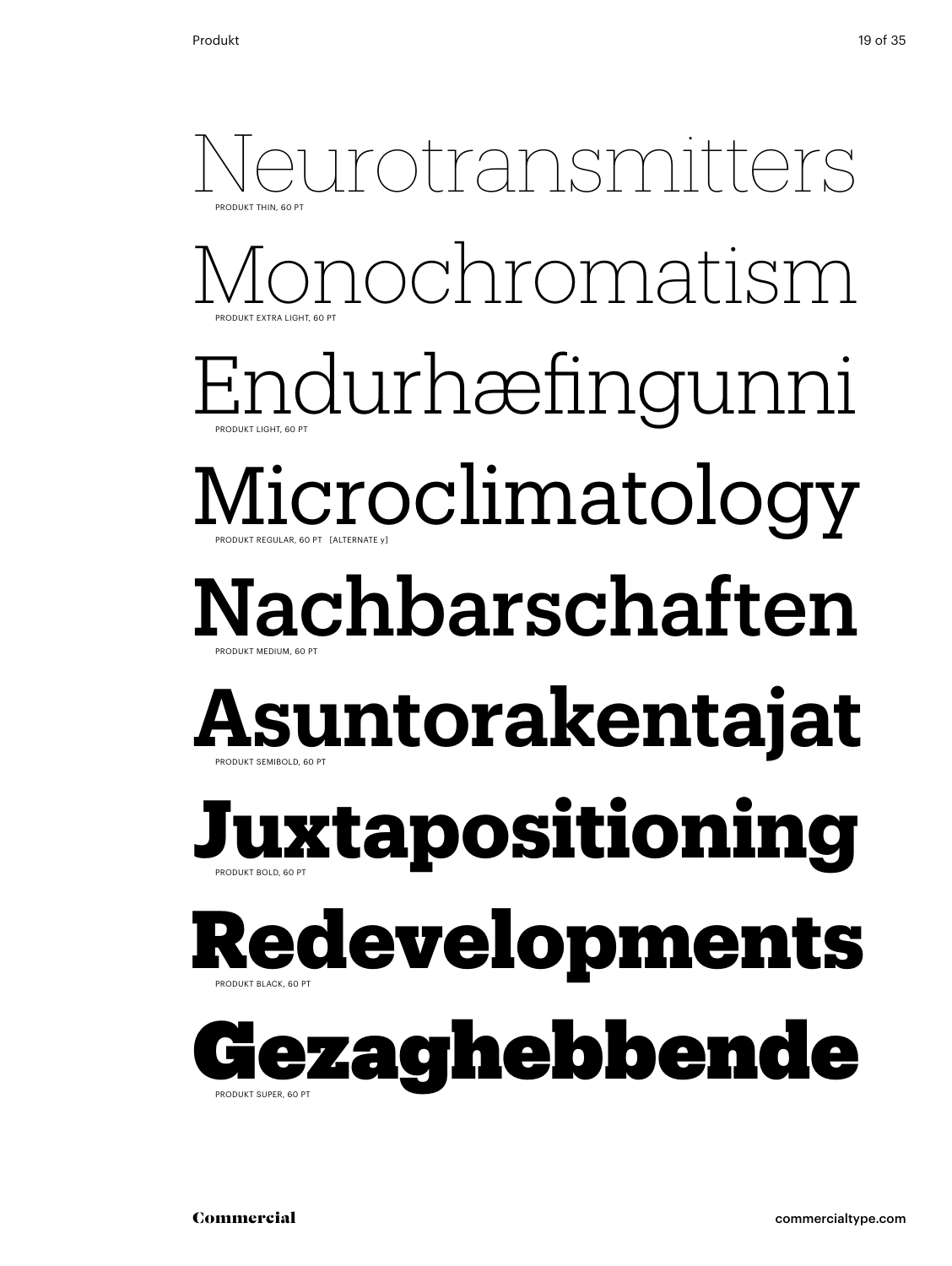Neurotransmitters

PRODUKT THIN, 60 PT

Monochromatism

PRODUKT EXTRA LIGHT, 60 PT

Endurhæfingunni

PRODUKT LIGHT, 60 PT

Microclimatology

PRODUKT REGULAR, 60 PT [ALTERNATE y]

Nachbarschaften

PRODUKT MEDIUM, 60 PT

**Asuntorakentajat**

PRODUKT SEMIBOLD, 60 PT

**Juxtapositioning**

PRODUKT BOLD, 60 PT

**Redevelopments**

PRODUKT BLACK, 60 PT

**Gezaghebbende**

PRODUKT SUPER, 60 PT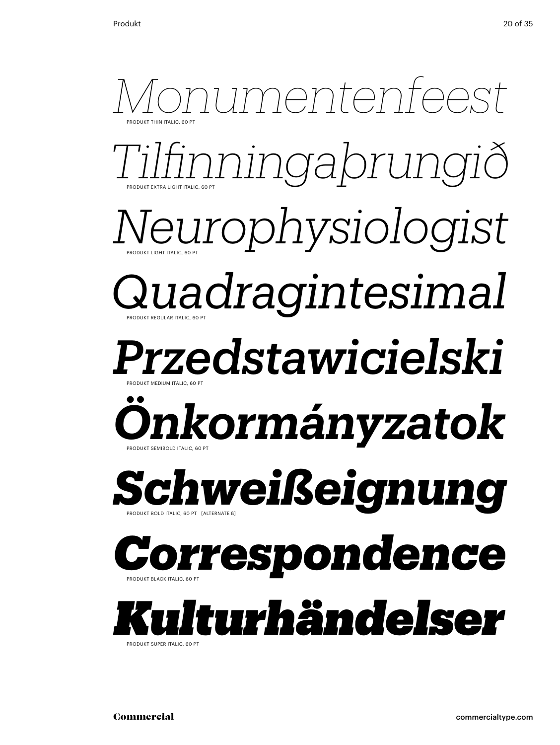*Monumentenfeest*

PRODUKT THIN ITALIC, 60 PT

*Tilfinningaþrungið*

PRODUKT EXTRA LIGHT ITALIC, 60 PT

*Neurophysiologist*

PRODUKT LIGHT ITALIC, 60 PT

*Quadragintesimal*

PRODUKT REGULAR ITALIC, 60 PT

***Przedstawicielski***

PRODUKT MEDIUM ITALIC, 60 PT

***Önkormányzatok***

PRODUKT SEMIBOLD ITALIC, 60 PT

***Schweißeignung***

PRODUKT BOLD ITALIC, 60 PT [ALTERNATE ß]

***Correspondence***

PRODUKT BLACK ITALIC, 60 PT

***Kulturhändelser***

PRODUKT SUPER ITALIC, 60 PT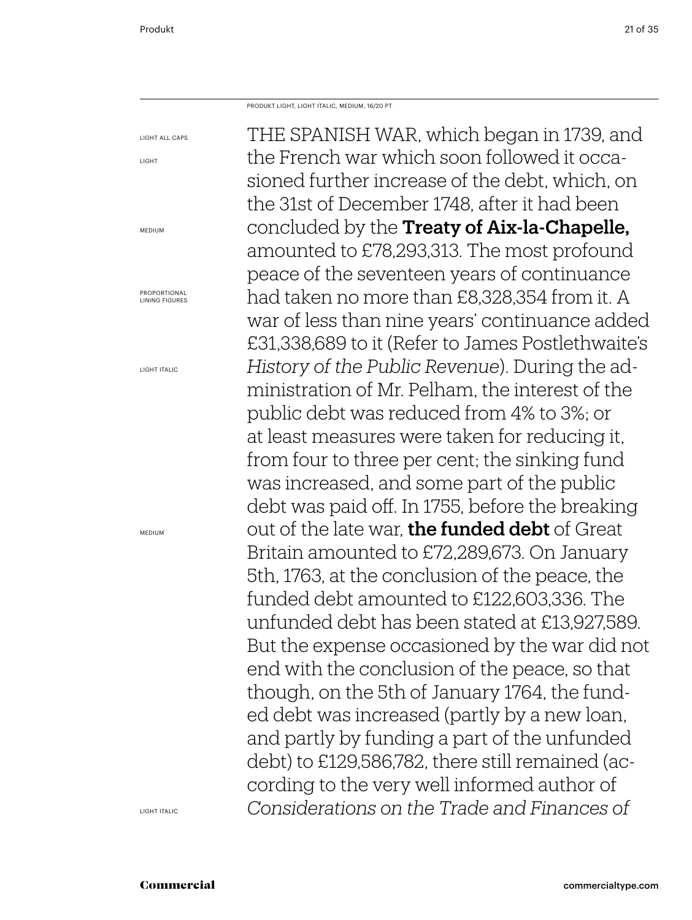PRODUKT LIGHT, LIGHT ITALIC, MEDIUM, 16/20 PT

LIGHT ALL CAPS
LIGHT
MEDIUM
PROPORTIONAL LINING FIGURES
LIGHT ITALIC
MEDIUM
LIGHT ITALIC

THE SPANISH WAR, which began in 1739, and the French war which soon followed it occasioned further increase of the debt, which, on the 31st of December 1748, after it had been concluded by the **Treaty of Aix-la-Chapelle,** amounted to £78,293,313. The most profound peace of the seventeen years of continuance had taken no more than £8,328,354 from it. A war of less than nine years' continuance added £31,338,689 to it (Refer to James Postlethwaite's *History of the Public Revenue*). During the administration of Mr. Pelham, the interest of the public debt was reduced from 4% to 3%; or at least measures were taken for reducing it, from four to three per cent; the sinking fund was increased, and some part of the public debt was paid off. In 1755, before the breaking out of the late war, **the funded debt** of Great Britain amounted to £72,289,673. On January 5th, 1763, at the conclusion of the peace, the funded debt amounted to £122,603,336. The unfunded debt has been stated at £13,927,589. But the expense occasioned by the war did not end with the conclusion of the peace, so that though, on the 5th of January 1764, the funded debt was increased (partly by a new loan, and partly by funding a part of the unfunded debt) to £129,586,782, there still remained (according to the very well informed author of *Considerations on the Trade and Finances of*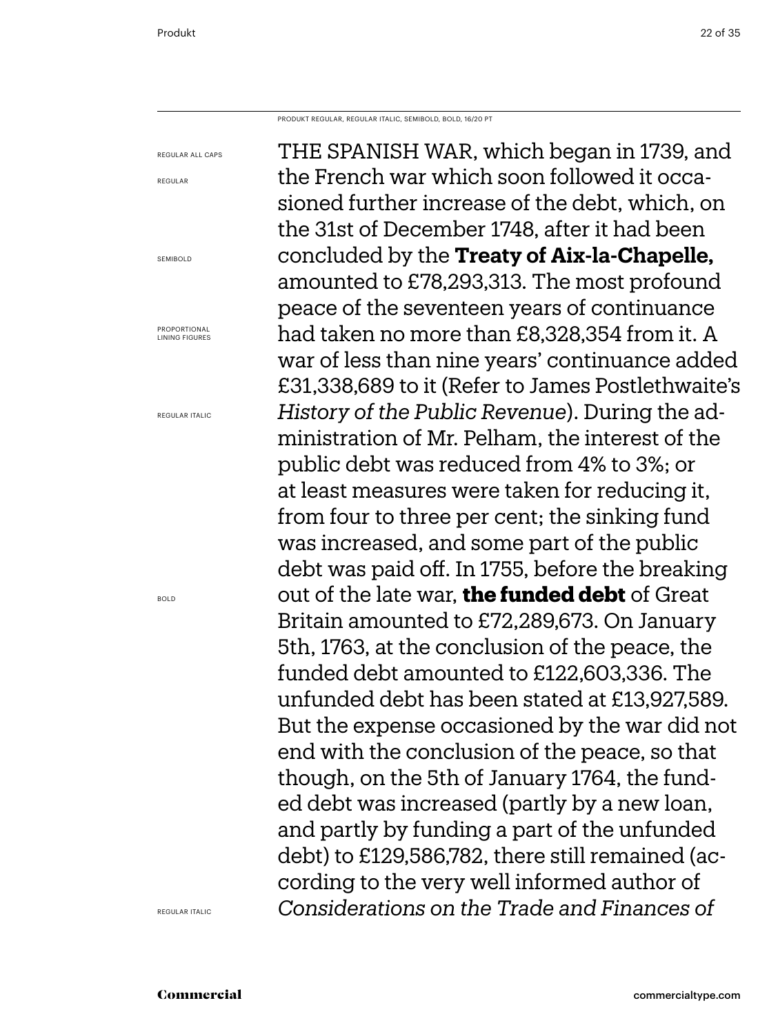PRODUKT REGULAR, REGULAR ITALIC, SEMIBOLD, BOLD, 16/20 PT

REGULAR ALL CAPS

REGULAR

SEMIBOLD

PROPORTIONAL LINING FIGURES

REGULAR ITALIC

BOLD

REGULAR ITALIC

THE SPANISH WAR, which began in 1739, and the French war which soon followed it occasioned further increase of the debt, which, on the 31st of December 1748, after it had been concluded by the **Treaty of Aix-la-Chapelle,** amounted to £78,293,313. The most profound peace of the seventeen years of continuance had taken no more than £8,328,354 from it. A war of less than nine years' continuance added £31,338,689 to it (Refer to James Postlethwaite's *History of the Public Revenue*). During the administration of Mr. Pelham, the interest of the public debt was reduced from 4% to 3%; or at least measures were taken for reducing it, from four to three per cent; the sinking fund was increased, and some part of the public debt was paid off. In 1755, before the breaking out of the late war, **the funded debt** of Great Britain amounted to £72,289,673. On January 5th, 1763, at the conclusion of the peace, the funded debt amounted to £122,603,336. The unfunded debt has been stated at £13,927,589. But the expense occasioned by the war did not end with the conclusion of the peace, so that though, on the 5th of January 1764, the funded debt was increased (partly by a new loan, and partly by funding a part of the unfunded debt) to £129,586,782, there still remained (according to the very well informed author of *Considerations on the Trade and Finances of*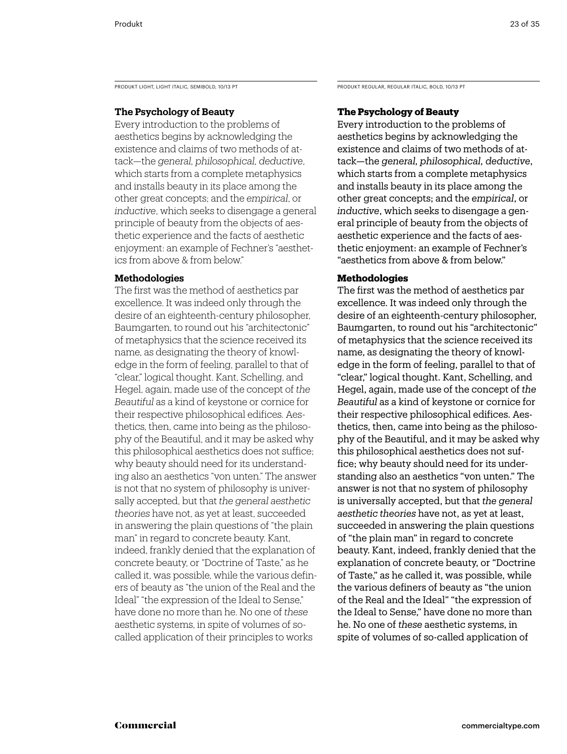PRODUKT LIGHT, LIGHT ITALIC, SEMIBOLD, 10/13 PT

**The Psychology of Beauty**

Every introduction to the problems of aesthetics begins by acknowledging the existence and claims of two methods of attack—the *general, philosophical, deductive*, which starts from a complete metaphysics and installs beauty in its place among the other great concepts; and the *empirical*, or *inductive*, which seeks to disengage a general principle of beauty from the objects of aesthetic experience and the facts of aesthetic enjoyment: an example of Fechner's "aesthetics from above & from below."

**Methodologies**

The first was the method of aesthetics par excellence. It was indeed only through the desire of an eighteenth-century philosopher, Baumgarten, to round out his "architectonic" of metaphysics that the science received its name, as designating the theory of knowledge in the form of feeling, parallel to that of "clear," logical thought. Kant, Schelling, and Hegel, again, made use of the concept of *the Beautiful* as a kind of keystone or cornice for their respective philosophical edifices. Aesthetics, then, came into being as the philosophy of the Beautiful, and it may be asked why this philosophical aesthetics does not suffice; why beauty should need for its understanding also an aesthetics "von unten." The answer is not that no system of philosophy is universally accepted, but that *the general aesthetic theories* have not, as yet at least, succeeded in answering the plain questions of "the plain man" in regard to concrete beauty. Kant, indeed, frankly denied that the explanation of concrete beauty, or "Doctrine of Taste," as he called it, was possible, while the various definers of beauty as "the union of the Real and the Ideal" "the expression of the Ideal to Sense," have done no more than he. No one of *these* aesthetic systems, in spite of volumes of so-called application of their principles to works

PRODUKT REGULAR, REGULAR ITALIC, BOLD, 10/13 PT

**The Psychology of Beauty**

Every introduction to the problems of aesthetics begins by acknowledging the existence and claims of two methods of attack—the *general, philosophical, deductive*, which starts from a complete metaphysics and installs beauty in its place among the other great concepts; and the *empirical*, or *inductive*, which seeks to disengage a general principle of beauty from the objects of aesthetic experience and the facts of aesthetic enjoyment: an example of Fechner's "aesthetics from above & from below."

**Methodologies**

The first was the method of aesthetics par excellence. It was indeed only through the desire of an eighteenth-century philosopher, Baumgarten, to round out his "architectonic" of metaphysics that the science received its name, as designating the theory of knowledge in the form of feeling, parallel to that of "clear," logical thought. Kant, Schelling, and Hegel, again, made use of the concept of *the Beautiful* as a kind of keystone or cornice for their respective philosophical edifices. Aesthetics, then, came into being as the philosophy of the Beautiful, and it may be asked why this philosophical aesthetics does not suffice; why beauty should need for its understanding also an aesthetics "von unten." The answer is not that no system of philosophy is universally accepted, but that *the general aesthetic theories* have not, as yet at least, succeeded in answering the plain questions of "the plain man" in regard to concrete beauty. Kant, indeed, frankly denied that the explanation of concrete beauty, or "Doctrine of Taste," as he called it, was possible, while the various definers of beauty as "the union of the Real and the Ideal" "the expression of the Ideal to Sense," have done no more than he. No one of *these* aesthetic systems, in spite of volumes of so-called application of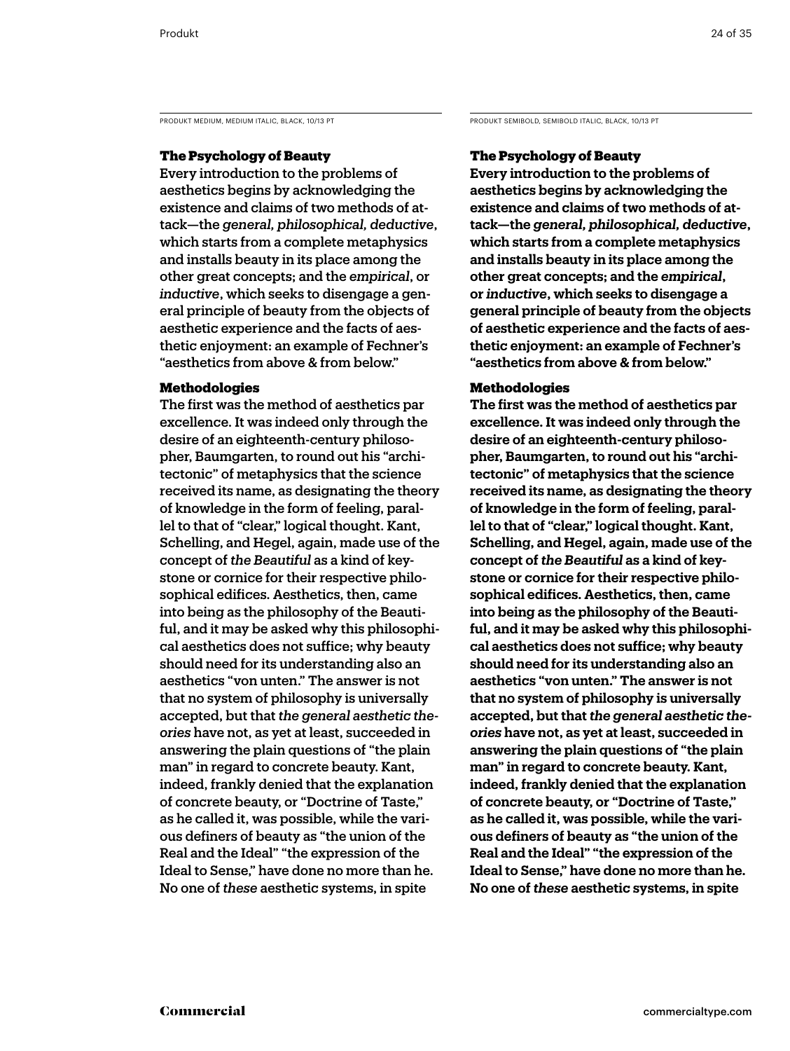PRODUKT MEDIUM, MEDIUM ITALIC, BLACK, 10/13 PT

**The Psychology of Beauty**

Every introduction to the problems of aesthetics begins by acknowledging the existence and claims of two methods of attack—the *general, philosophical, deductive*, which starts from a complete metaphysics and installs beauty in its place among the other great concepts; and the *empirical*, or *inductive*, which seeks to disengage a general principle of beauty from the objects of aesthetic experience and the facts of aesthetic enjoyment: an example of Fechner's "aesthetics from above & from below."

**Methodologies**

The first was the method of aesthetics par excellence. It was indeed only through the desire of an eighteenth-century philosopher, Baumgarten, to round out his "architectonic" of metaphysics that the science received its name, as designating the theory of knowledge in the form of feeling, parallel to that of "clear," logical thought. Kant, Schelling, and Hegel, again, made use of the concept of *the Beautiful* as a kind of keystone or cornice for their respective philosophical edifices. Aesthetics, then, came into being as the philosophy of the Beautiful, and it may be asked why this philosophical aesthetics does not suffice; why beauty should need for its understanding also an aesthetics "von unten." The answer is not that no system of philosophy is universally accepted, but that *the general aesthetic theories* have not, as yet at least, succeeded in answering the plain questions of "the plain man" in regard to concrete beauty. Kant, indeed, frankly denied that the explanation of concrete beauty, or "Doctrine of Taste," as he called it, was possible, while the various definers of beauty as "the union of the Real and the Ideal" "the expression of the Ideal to Sense," have done no more than he. No one of *these* aesthetic systems, in spite

PRODUKT SEMIBOLD, SEMIBOLD ITALIC, BLACK, 10/13 PT

**The Psychology of Beauty**

**Every introduction to the problems of aesthetics begins by acknowledging the existence and claims of two methods of attack—the *general, philosophical, deductive*, which starts from a complete metaphysics and installs beauty in its place among the other great concepts; and the *empirical*, or *inductive*, which seeks to disengage a general principle of beauty from the objects of aesthetic experience and the facts of aesthetic enjoyment: an example of Fechner's "aesthetics from above & from below."**

**Methodologies**

**The first was the method of aesthetics par excellence. It was indeed only through the desire of an eighteenth-century philosopher, Baumgarten, to round out his "architectonic" of metaphysics that the science received its name, as designating the theory of knowledge in the form of feeling, parallel to that of "clear," logical thought. Kant, Schelling, and Hegel, again, made use of the concept of *the Beautiful* as a kind of keystone or cornice for their respective philosophical edifices. Aesthetics, then, came into being as the philosophy of the Beautiful, and it may be asked why this philosophical aesthetics does not suffice; why beauty should need for its understanding also an aesthetics "von unten." The answer is not that no system of philosophy is universally accepted, but that *the general aesthetic theories* have not, as yet at least, succeeded in answering the plain questions of "the plain man" in regard to concrete beauty. Kant, indeed, frankly denied that the explanation of concrete beauty, or "Doctrine of Taste," as he called it, was possible, while the various definers of beauty as "the union of the Real and the Ideal" "the expression of the Ideal to Sense," have done no more than he. No one of *these* aesthetic systems, in spite**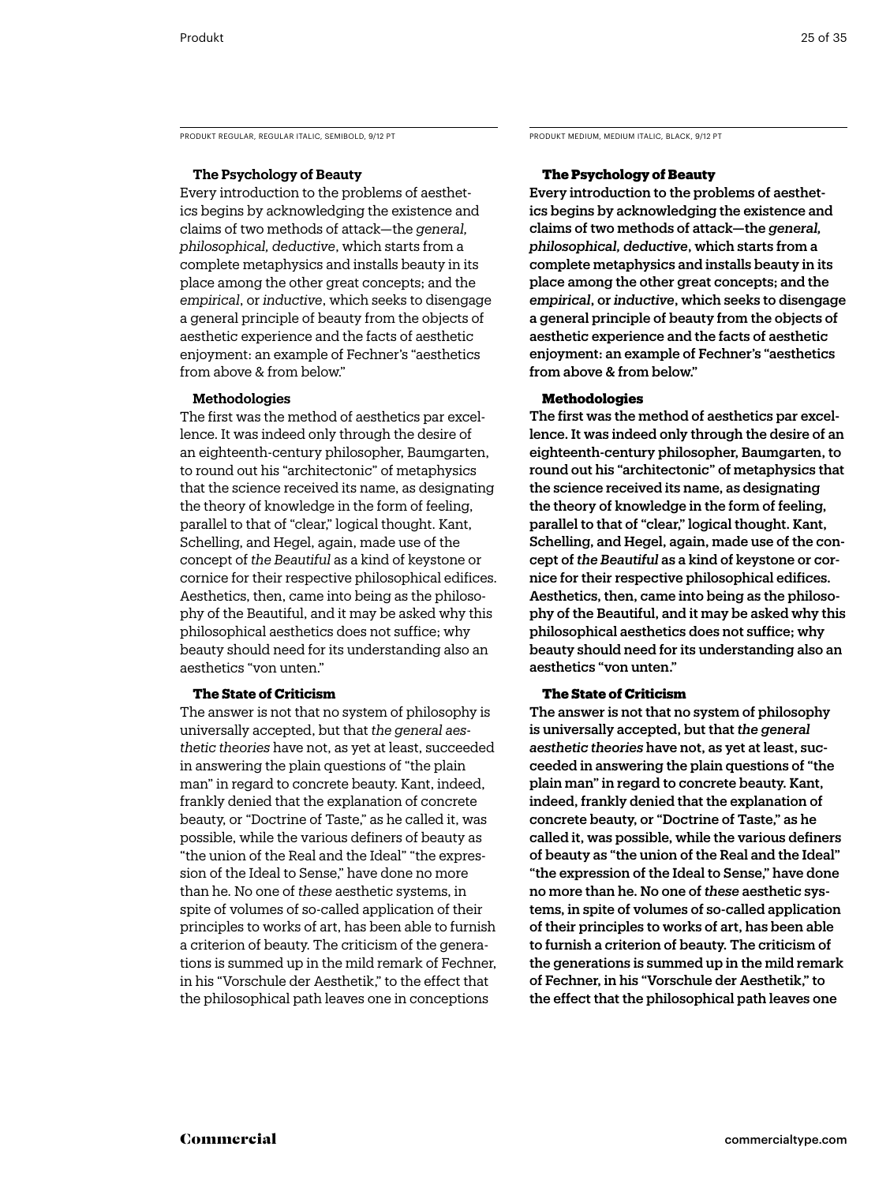PRODUKT REGULAR, REGULAR ITALIC, SEMIBOLD, 9/12 PT

### The Psychology of Beauty

Every introduction to the problems of aesthetics begins by acknowledging the existence and claims of two methods of attack—the *general, philosophical, deductive*, which starts from a complete metaphysics and installs beauty in its place among the other great concepts; and the *empirical*, or *inductive*, which seeks to disengage a general principle of beauty from the objects of aesthetic experience and the facts of aesthetic enjoyment: an example of Fechner's "aesthetics from above & from below."

### Methodologies

The first was the method of aesthetics par excellence. It was indeed only through the desire of an eighteenth-century philosopher, Baumgarten, to round out his "architectonic" of metaphysics that the science received its name, as designating the theory of knowledge in the form of feeling, parallel to that of "clear," logical thought. Kant, Schelling, and Hegel, again, made use of the concept of *the Beautiful* as a kind of keystone or cornice for their respective philosophical edifices. Aesthetics, then, came into being as the philosophy of the Beautiful, and it may be asked why this philosophical aesthetics does not suffice; why beauty should need for its understanding also an aesthetics "von unten."

### The State of Criticism

The answer is not that no system of philosophy is universally accepted, but that *the general aesthetic theories* have not, as yet at least, succeeded in answering the plain questions of "the plain man" in regard to concrete beauty. Kant, indeed, frankly denied that the explanation of concrete beauty, or "Doctrine of Taste," as he called it, was possible, while the various definers of beauty as "the union of the Real and the Ideal" "the expression of the Ideal to Sense," have done no more than he. No one of *these* aesthetic systems, in spite of volumes of so-called application of their principles to works of art, has been able to furnish a criterion of beauty. The criticism of the generations is summed up in the mild remark of Fechner, in his "Vorschule der Aesthetik," to the effect that the philosophical path leaves one in conceptions

PRODUKT MEDIUM, MEDIUM ITALIC, BLACK, 9/12 PT

### The Psychology of Beauty

**Every introduction to the problems of aesthetics begins by acknowledging the existence and claims of two methods of attack—the *general, philosophical, deductive*, which starts from a complete metaphysics and installs beauty in its place among the other great concepts; and the *empirical*, or *inductive*, which seeks to disengage a general principle of beauty from the objects of aesthetic experience and the facts of aesthetic enjoyment: an example of Fechner's "aesthetics from above & from below."**

### Methodologies

**The first was the method of aesthetics par excellence. It was indeed only through the desire of an eighteenth-century philosopher, Baumgarten, to round out his "architectonic" of metaphysics that the science received its name, as designating the theory of knowledge in the form of feeling, parallel to that of "clear," logical thought. Kant, Schelling, and Hegel, again, made use of the concept of *the Beautiful* as a kind of keystone or cornice for their respective philosophical edifices. Aesthetics, then, came into being as the philosophy of the Beautiful, and it may be asked why this philosophical aesthetics does not suffice; why beauty should need for its understanding also an aesthetics "von unten."**

### The State of Criticism

**The answer is not that no system of philosophy is universally accepted, but that *the general aesthetic theories* have not, as yet at least, succeeded in answering the plain questions of "the plain man" in regard to concrete beauty. Kant, indeed, frankly denied that the explanation of concrete beauty, or "Doctrine of Taste," as he called it, was possible, while the various definers of beauty as "the union of the Real and the Ideal" "the expression of the Ideal to Sense," have done no more than he. No one of *these* aesthetic systems, in spite of volumes of so-called application of their principles to works of art, has been able to furnish a criterion of beauty. The criticism of the generations is summed up in the mild remark of Fechner, in his "Vorschule der Aesthetik," to the effect that the philosophical path leaves one**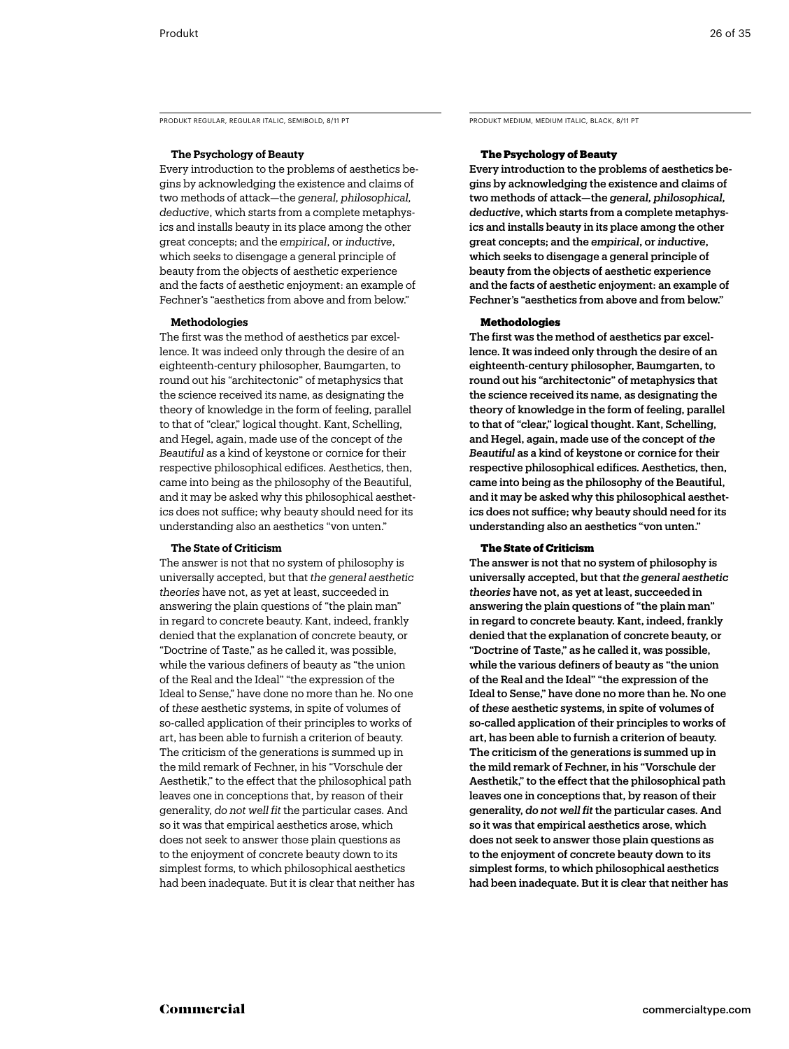PRODUKT REGULAR, REGULAR ITALIC, SEMIBOLD, 8/11 PT

**The Psychology of Beauty**

Every introduction to the problems of aesthetics begins by acknowledging the existence and claims of two methods of attack—the *general, philosophical, deductive*, which starts from a complete metaphysics and installs beauty in its place among the other great concepts; and the *empirical*, or *inductive*, which seeks to disengage a general principle of beauty from the objects of aesthetic experience and the facts of aesthetic enjoyment: an example of Fechner's "aesthetics from above and from below."

**Methodologies**

The first was the method of aesthetics par excellence. It was indeed only through the desire of an eighteenth-century philosopher, Baumgarten, to round out his "architectonic" of metaphysics that the science received its name, as designating the theory of knowledge in the form of feeling, parallel to that of "clear," logical thought. Kant, Schelling, and Hegel, again, made use of the concept of *the Beautiful* as a kind of keystone or cornice for their respective philosophical edifices. Aesthetics, then, came into being as the philosophy of the Beautiful, and it may be asked why this philosophical aesthetics does not suffice; why beauty should need for its understanding also an aesthetics "von unten."

**The State of Criticism**

The answer is not that no system of philosophy is universally accepted, but that *the general aesthetic theories* have not, as yet at least, succeeded in answering the plain questions of "the plain man" in regard to concrete beauty. Kant, indeed, frankly denied that the explanation of concrete beauty, or "Doctrine of Taste," as he called it, was possible, while the various definers of beauty as "the union of the Real and the Ideal" "the expression of the Ideal to Sense," have done no more than he. No one of *these* aesthetic systems, in spite of volumes of so-called application of their principles to works of art, has been able to furnish a criterion of beauty. The criticism of the generations is summed up in the mild remark of Fechner, in his "Vorschule der Aesthetik," to the effect that the philosophical path leaves one in conceptions that, by reason of their generality, *do not well fit* the particular cases. And so it was that empirical aesthetics arose, which does not seek to answer those plain questions as to the enjoyment of concrete beauty down to its simplest forms, to which philosophical aesthetics had been inadequate. But it is clear that neither has

PRODUKT MEDIUM, MEDIUM ITALIC, BLACK, 8/11 PT

**The Psychology of Beauty**

Every introduction to the problems of aesthetics begins by acknowledging the existence and claims of two methods of attack—the *general, philosophical, deductive*, which starts from a complete metaphysics and installs beauty in its place among the other great concepts; and the *empirical*, or *inductive*, which seeks to disengage a general principle of beauty from the objects of aesthetic experience and the facts of aesthetic enjoyment: an example of Fechner's "aesthetics from above and from below."

**Methodologies**

The first was the method of aesthetics par excellence. It was indeed only through the desire of an eighteenth-century philosopher, Baumgarten, to round out his "architectonic" of metaphysics that the science received its name, as designating the theory of knowledge in the form of feeling, parallel to that of "clear," logical thought. Kant, Schelling, and Hegel, again, made use of the concept of *the Beautiful* as a kind of keystone or cornice for their respective philosophical edifices. Aesthetics, then, came into being as the philosophy of the Beautiful, and it may be asked why this philosophical aesthetics does not suffice; why beauty should need for its understanding also an aesthetics "von unten."

**The State of Criticism**

The answer is not that no system of philosophy is universally accepted, but that *the general aesthetic theories* have not, as yet at least, succeeded in answering the plain questions of "the plain man" in regard to concrete beauty. Kant, indeed, frankly denied that the explanation of concrete beauty, or "Doctrine of Taste," as he called it, was possible, while the various definers of beauty as "the union of the Real and the Ideal" "the expression of the Ideal to Sense," have done no more than he. No one of *these* aesthetic systems, in spite of volumes of so-called application of their principles to works of art, has been able to furnish a criterion of beauty. The criticism of the generations is summed up in the mild remark of Fechner, in his "Vorschule der Aesthetik," to the effect that the philosophical path leaves one in conceptions that, by reason of their generality, *do not well fit* the particular cases. And so it was that empirical aesthetics arose, which does not seek to answer those plain questions as to the enjoyment of concrete beauty down to its simplest forms, to which philosophical aesthetics had been inadequate. But it is clear that neither has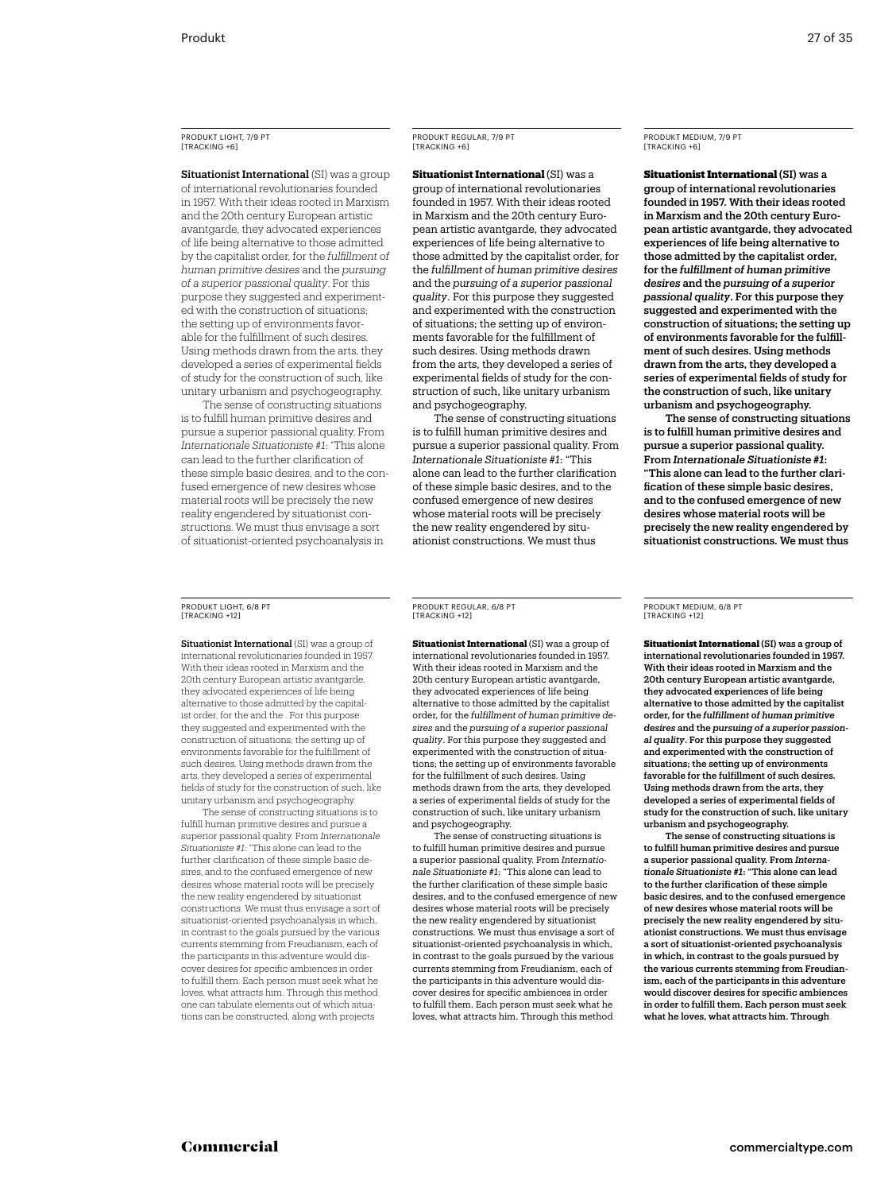PRODUKT LIGHT, 7/9 PT
[TRACKING +6]

**Situationist International** (SI) was a group of international revolutionaries founded in 1957. With their ideas rooted in Marxism and the 20th century European artistic avantgarde, they advocated experiences of life being alternative to those admitted by the capitalist order, for the *fulfillment of human primitive desires* and the *pursuing of a superior passional quality*. For this purpose they suggested and experimented with the construction of situations; the setting up of environments favorable for the fulfillment of such desires. Using methods drawn from the arts, they developed a series of experimental fields of study for the construction of such, like unitary urbanism and psychogeography.

The sense of constructing situations is to fulfill human primitive desires and pursue a superior passional quality. From *Internationale Situationiste #1*: "This alone can lead to the further clarification of these simple basic desires, and to the confused emergence of new desires whose material roots will be precisely the new reality engendered by situationist constructions. We must thus envisage a sort of situationist-oriented psychoanalysis in

PRODUKT REGULAR, 7/9 PT
[TRACKING +6]

**Situationist International** (SI) was a group of international revolutionaries founded in 1957. With their ideas rooted in Marxism and the 20th century European artistic avantgarde, they advocated experiences of life being alternative to those admitted by the capitalist order, for the *fulfillment of human primitive desires* and the *pursuing of a superior passional quality*. For this purpose they suggested and experimented with the construction of situations; the setting up of environments favorable for the fulfillment of such desires. Using methods drawn from the arts, they developed a series of experimental fields of study for the construction of such, like unitary urbanism and psychogeography.

The sense of constructing situations is to fulfill human primitive desires and pursue a superior passional quality. From *Internationale Situationiste #1*: "This alone can lead to the further clarification of these simple basic desires, and to the confused emergence of new desires whose material roots will be precisely the new reality engendered by situationist constructions. We must thus

PRODUKT MEDIUM, 7/9 PT
[TRACKING +6]

**Situationist International** (SI) was a group of international revolutionaries founded in 1957. With their ideas rooted in Marxism and the 20th century European artistic avantgarde, they advocated experiences of life being alternative to those admitted by the capitalist order, for the *fulfillment of human primitive desires* and the *pursuing of a superior passional quality*. For this purpose they suggested and experimented with the construction of situations; the setting up of environments favorable for the fulfillment of such desires. Using methods drawn from the arts, they developed a series of experimental fields of study for the construction of such, like unitary urbanism and psychogeography.

The sense of constructing situations is to fulfill human primitive desires and pursue a superior passional quality. From *Internationale Situationiste #1*: "This alone can lead to the further clarification of these simple basic desires, and to the confused emergence of new desires whose material roots will be precisely the new reality engendered by situationist constructions. We must thus

PRODUKT LIGHT, 6/8 PT
[TRACKING +12]

**Situationist International** (SI) was a group of international revolutionaries founded in 1957. With their ideas rooted in Marxism and the 20th century European artistic avantgarde, they advocated experiences of life being alternative to those admitted by the capitalist order, for the and the . For this purpose they suggested and experimented with the construction of situations; the setting up of environments favorable for the fulfillment of such desires. Using methods drawn from the arts, they developed a series of experimental fields of study for the construction of such, like unitary urbanism and psychogeography.

The sense of constructing situations is to fulfill human primitive desires and pursue a superior passional quality. From *Internationale Situationiste #1*: "This alone can lead to the further clarification of these simple basic desires, and to the confused emergence of new desires whose material roots will be precisely the new reality engendered by situationist constructions. We must thus envisage a sort of situationist-oriented psychoanalysis in which, in contrast to the goals pursued by the various currents stemming from Freudianism, each of the participants in this adventure would discover desires for specific ambiences in order to fulfill them. Each person must seek what he loves, what attracts him. Through this method one can tabulate elements out of which situations can be constructed, along with projects

PRODUKT REGULAR, 6/8 PT
[TRACKING +12]

**Situationist International** (SI) was a group of international revolutionaries founded in 1957. With their ideas rooted in Marxism and the 20th century European artistic avantgarde, they advocated experiences of life being alternative to those admitted by the capitalist order, for the *fulfillment of human primitive desires* and the *pursuing of a superior passional quality*. For this purpose they suggested and experimented with the construction of situations; the setting up of environments favorable for the fulfillment of such desires. Using methods drawn from the arts, they developed a series of experimental fields of study for the construction of such, like unitary urbanism and psychogeography.

The sense of constructing situations is to fulfill human primitive desires and pursue a superior passional quality. From *Internationale Situationiste #1*: "This alone can lead to the further clarification of these simple basic desires, and to the confused emergence of new desires whose material roots will be precisely the new reality engendered by situationist constructions. We must thus envisage a sort of situationist-oriented psychoanalysis in which, in contrast to the goals pursued by the various currents stemming from Freudianism, each of the participants in this adventure would discover desires for specific ambiences in order to fulfill them. Each person must seek what he loves, what attracts him. Through this method

PRODUKT MEDIUM, 6/8 PT
[TRACKING +12]

**Situationist International** (SI) was a group of international revolutionaries founded in 1957. With their ideas rooted in Marxism and the 20th century European artistic avantgarde, they advocated experiences of life being alternative to those admitted by the capitalist order, for the *fulfillment of human primitive desires* and the *pursuing of a superior passional quality*. For this purpose they suggested and experimented with the construction of situations; the setting up of environments favorable for the fulfillment of such desires. Using methods drawn from the arts, they developed a series of experimental fields of study for the construction of such, like unitary urbanism and psychogeography.

The sense of constructing situations is to fulfill human primitive desires and pursue a superior passional quality. From *Internationale Situationiste #1*: "This alone can lead to the further clarification of these simple basic desires, and to the confused emergence of new desires whose material roots will be precisely the new reality engendered by situationist constructions. We must thus envisage a sort of situationist-oriented psychoanalysis in which, in contrast to the goals pursued by the various currents stemming from Freudianism, each of the participants in this adventure would discover desires for specific ambiences in order to fulfill them. Each person must seek what he loves, what attracts him. Through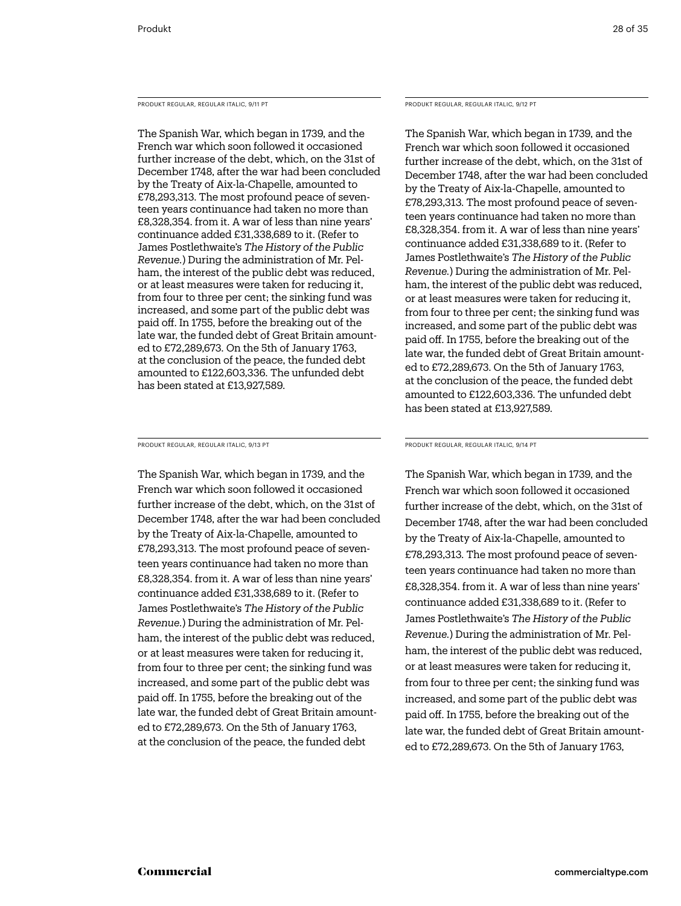PRODUKT REGULAR, REGULAR ITALIC, 9/11 PT

The Spanish War, which began in 1739, and the French war which soon followed it occasioned further increase of the debt, which, on the 31st of December 1748, after the war had been concluded by the Treaty of Aix-la-Chapelle, amounted to £78,293,313. The most profound peace of seventeen years continuance had taken no more than £8,328,354. from it. A war of less than nine years' continuance added £31,338,689 to it. (Refer to James Postlethwaite's *The History of the Public Revenue.*) During the administration of Mr. Pelham, the interest of the public debt was reduced, or at least measures were taken for reducing it, from four to three per cent; the sinking fund was increased, and some part of the public debt was paid off. In 1755, before the breaking out of the late war, the funded debt of Great Britain amounted to £72,289,673. On the 5th of January 1763, at the conclusion of the peace, the funded debt amounted to £122,603,336. The unfunded debt has been stated at £13,927,589.

PRODUKT REGULAR, REGULAR ITALIC, 9/12 PT

The Spanish War, which began in 1739, and the French war which soon followed it occasioned further increase of the debt, which, on the 31st of December 1748, after the war had been concluded by the Treaty of Aix-la-Chapelle, amounted to £78,293,313. The most profound peace of seventeen years continuance had taken no more than £8,328,354. from it. A war of less than nine years' continuance added £31,338,689 to it. (Refer to James Postlethwaite's *The History of the Public Revenue.*) During the administration of Mr. Pelham, the interest of the public debt was reduced, or at least measures were taken for reducing it, from four to three per cent; the sinking fund was increased, and some part of the public debt was paid off. In 1755, before the breaking out of the late war, the funded debt of Great Britain amounted to £72,289,673. On the 5th of January 1763, at the conclusion of the peace, the funded debt amounted to £122,603,336. The unfunded debt has been stated at £13,927,589.

PRODUKT REGULAR, REGULAR ITALIC, 9/13 PT

The Spanish War, which began in 1739, and the French war which soon followed it occasioned further increase of the debt, which, on the 31st of December 1748, after the war had been concluded by the Treaty of Aix-la-Chapelle, amounted to £78,293,313. The most profound peace of seventeen years continuance had taken no more than £8,328,354. from it. A war of less than nine years' continuance added £31,338,689 to it. (Refer to James Postlethwaite's *The History of the Public Revenue.*) During the administration of Mr. Pelham, the interest of the public debt was reduced, or at least measures were taken for reducing it, from four to three per cent; the sinking fund was increased, and some part of the public debt was paid off. In 1755, before the breaking out of the late war, the funded debt of Great Britain amounted to £72,289,673. On the 5th of January 1763, at the conclusion of the peace, the funded debt

PRODUKT REGULAR, REGULAR ITALIC, 9/14 PT

The Spanish War, which began in 1739, and the French war which soon followed it occasioned further increase of the debt, which, on the 31st of December 1748, after the war had been concluded by the Treaty of Aix-la-Chapelle, amounted to £78,293,313. The most profound peace of seventeen years continuance had taken no more than £8,328,354. from it. A war of less than nine years' continuance added £31,338,689 to it. (Refer to James Postlethwaite's *The History of the Public Revenue.*) During the administration of Mr. Pelham, the interest of the public debt was reduced, or at least measures were taken for reducing it, from four to three per cent; the sinking fund was increased, and some part of the public debt was paid off. In 1755, before the breaking out of the late war, the funded debt of Great Britain amounted to £72,289,673. On the 5th of January 1763,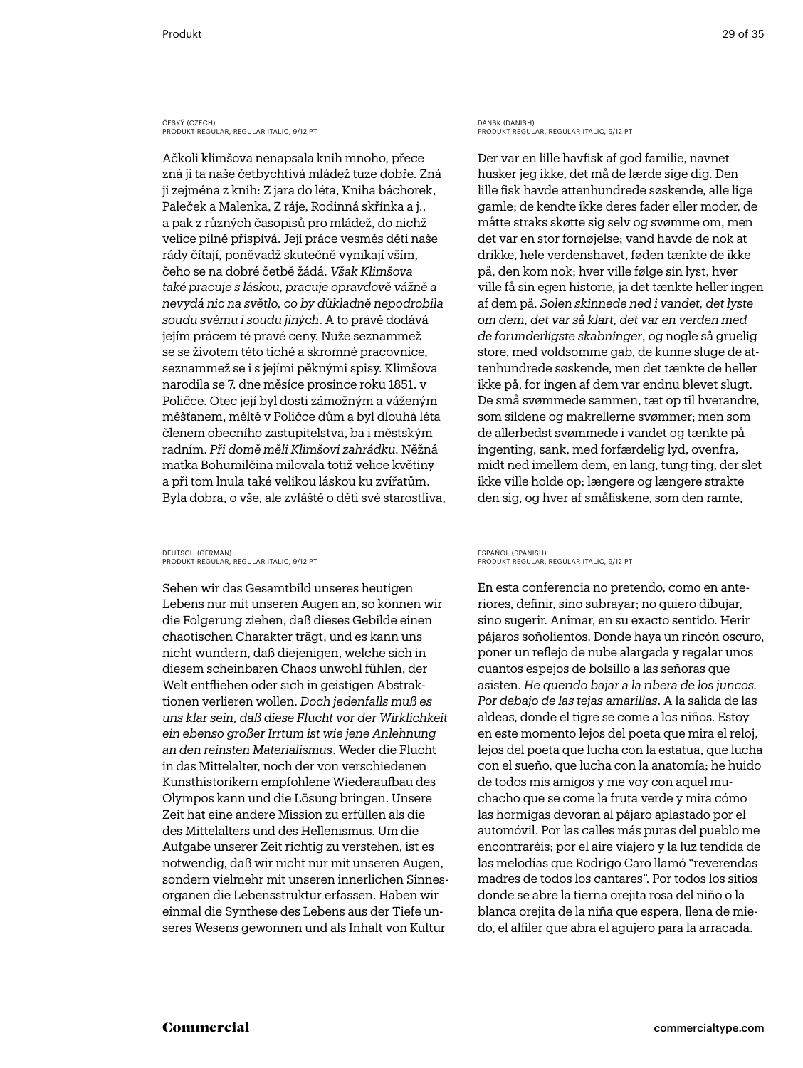ČESKÝ (CZECH)
PRODUKT REGULAR, REGULAR ITALIC, 9/12 PT

Ačkoli klimšova nenapsala knih mnoho, přece zná ji ta naše četbychtivá mládež tuze dobře. Zná ji zejména z knih: Z jara do léta, Kniha báchorek, Paleček a Malenka, Z ráje, Rodinná skřínka a j., a pak z různých časopisů pro mládež, do nichž velice pilně přispívá. Její práce vesměs děti naše rády čítají, poněvadž skutečně vynikají vším, čeho se na dobré četbě žádá. *Však Klimšova také pracuje s láskou, pracuje opravdově vážně a nevydá nic na světlo, co by důkladně nepodrobila soudu svému i soudu jiných*. A to právě dodává jejím prácem té pravé ceny. Nuže seznammež se se životem této tiché a skromné pracovnice, seznammež se i s jejími pěknými spisy. Klimšova narodila se 7. dne měsíce prosince roku 1851. v Poličce. Otec její byl dosti zámožným a váženým měšťanem, měltě v Poličce dům a byl dlouhá léta členem obecního zastupitelstva, ba i městským radním. *Při domě měli Klimšovi zahrádku*. Něžná matka Bohumilčina milovala totiž velice květiny a při tom lnula také velikou láskou ku zvířatům. Byla dobra, o vše, ale zvláště o děti své starostliva,

DANSK (DANISH)
PRODUKT REGULAR, REGULAR ITALIC, 9/12 PT

Der var en lille havfisk af god familie, navnet husker jeg ikke, det må de lærde sige dig. Den lille fisk havde attenhundrede søskende, alle lige gamle; de kendte ikke deres fader eller moder, de måtte straks skøtte sig selv og svømme om, men det var en stor fornøjelse; vand havde de nok at drikke, hele verdenshavet, føden tænkte de ikke på, den kom nok; hver ville følge sin lyst, hver ville få sin egen historie, ja det tænkte heller ingen af dem på. *Solen skinnede ned i vandet, det lyste om dem, det var så klart, det var en verden med de forunderligste skabninger*, og nogle så gruelig store, med voldsomme gab, de kunne sluge de attenhundrede søskende, men det tænkte de heller ikke på, for ingen af dem var endnu blevet slugt. De små svømmede sammen, tæt op til hverandre, som sildene og makrellerne svømmer; men som de allerbedst svømmede i vandet og tænkte på ingenting, sank, med forfærdelig lyd, ovenfra, midt ned imellem dem, en lang, tung ting, der slet ikke ville holde op; længere og længere strakte den sig, og hver af småfiskene, som den ramte,

DEUTSCH (GERMAN)
PRODUKT REGULAR, REGULAR ITALIC, 9/12 PT

Sehen wir das Gesamtbild unseres heutigen Lebens nur mit unseren Augen an, so können wir die Folgerung ziehen, daß dieses Gebilde einen chaotischen Charakter trägt, und es kann uns nicht wundern, daß diejenigen, welche sich in diesem scheinbaren Chaos unwohl fühlen, der Welt entfliehen oder sich in geistigen Abstraktionen verlieren wollen. *Doch jedenfalls muß es uns klar sein, daß diese Flucht vor der Wirklichkeit ein ebenso großer Irrtum ist wie jene Anlehnung an den reinsten Materialismus*. Weder die Flucht in das Mittelalter, noch der von verschiedenen Kunsthistorikern empfohlene Wiederaufbau des Olympos kann und die Lösung bringen. Unsere Zeit hat eine andere Mission zu erfüllen als die des Mittelalters und des Hellenismus. Um die Aufgabe unserer Zeit richtig zu verstehen, ist es notwendig, daß wir nicht nur mit unseren Augen, sondern vielmehr mit unseren innerlichen Sinnesorganen die Lebensstruktur erfassen. Haben wir einmal die Synthese des Lebens aus der Tiefe unseres Wesens gewonnen und als Inhalt von Kultur

ESPAÑOL (SPANISH)
PRODUKT REGULAR, REGULAR ITALIC, 9/12 PT

En esta conferencia no pretendo, como en anteriores, definir, sino subrayar; no quiero dibujar, sino sugerir. Animar, en su exacto sentido. Herir pájaros soñolientos. Donde haya un rincón oscuro, poner un reflejo de nube alargada y regalar unos cuantos espejos de bolsillo a las señoras que asisten. *He querido bajar a la ribera de los juncos. Por debajo de las tejas amarillas*. A la salida de las aldeas, donde el tigre se come a los niños. Estoy en este momento lejos del poeta que mira el reloj, lejos del poeta que lucha con la estatua, que lucha con el sueño, que lucha con la anatomía; he huido de todos mis amigos y me voy con aquel muchacho que se come la fruta verde y mira cómo las hormigas devoran al pájaro aplastado por el automóvil. Por las calles más puras del pueblo me encontraréis; por el aire viajero y la luz tendida de las melodías que Rodrigo Caro llamó "reverendas madres de todos los cantares". Por todos los sitios donde se abre la tierna orejita rosa del niño o la blanca orejita de la niña que espera, llena de miedo, el alfiler que abra el agujero para la arracada.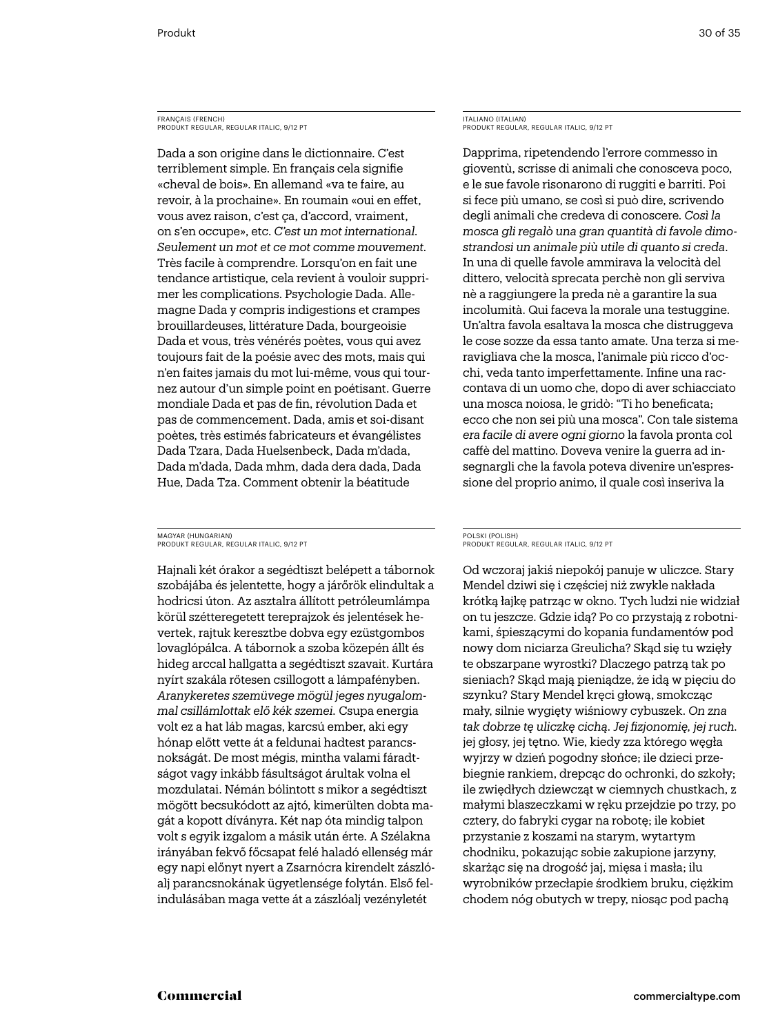FRANÇAIS (FRENCH)
PRODUKT REGULAR, REGULAR ITALIC, 9/12 PT

Dada a son origine dans le dictionnaire. C'est terriblement simple. En français cela signifie «cheval de bois». En allemand «va te faire, au revoir, à la prochaine». En roumain «oui en effet, vous avez raison, c'est ça, d'accord, vraiment, on s'en occupe», etc. *C'est un mot international. Seulement un mot et ce mot comme mouvement.* Très facile à comprendre. Lorsqu'on en fait une tendance artistique, cela revient à vouloir supprimer les complications. Psychologie Dada. Allemagne Dada y compris indigestions et crampes brouillardeuses, littérature Dada, bourgeoisie Dada et vous, très vénérés poètes, vous qui avez toujours fait de la poésie avec des mots, mais qui n'en faites jamais du mot lui-même, vous qui tournez autour d'un simple point en poétisant. Guerre mondiale Dada et pas de fin, révolution Dada et pas de commencement. Dada, amis et soi-disant poètes, très estimés fabricateurs et évangélistes Dada Tzara, Dada Huelsenbeck, Dada m'dada, Dada m'dada, Dada mhm, dada dera dada, Dada Hue, Dada Tza. Comment obtenir la béatitude

ITALIANO (ITALIAN)
PRODUKT REGULAR, REGULAR ITALIC, 9/12 PT

Dapprima, ripetendendo l'errore commesso in gioventù, scrisse di animali che conosceva poco, e le sue favole risonarono di ruggiti e barriti. Poi si fece più umano, se così si può dire, scrivendo degli animali che credeva di conoscere. *Così la mosca gli regalò una gran quantità di favole dimostrandosi un animale più utile di quanto si creda.* In una di quelle favole ammirava la velocità del dittero, velocità sprecata perchè non gli serviva nè a raggiungere la preda nè a garantire la sua incolumità. Qui faceva la morale una testuggine. Un'altra favola esaltava la mosca che distruggeva le cose sozze da essa tanto amate. Una terza si meravigliava che la mosca, l'animale più ricco d'occhi, veda tanto imperfettamente. Infine una raccontava di un uomo che, dopo di aver schiacciato una mosca noiosa, le gridò: "Ti ho beneficata; ecco che non sei più una mosca". Con tale sistema *era facile di avere ogni giorno* la favola pronta col caffè del mattino. Doveva venire la guerra ad insegnargli che la favola poteva divenire un'espressione del proprio animo, il quale così inseriva la

MAGYAR (HUNGARIAN)
PRODUKT REGULAR, REGULAR ITALIC, 9/12 PT

Hajnali két órakor a segédtiszt belépett a tábornok szobájába és jelentette, hogy a járőrök elindultak a hodricsi úton. Az asztalra állított petróleumlámpa körül szétteregetett tereprajzok és jelentések hevertek, rajtuk keresztbe dobva egy ezüstgombos lovaglópálca. A tábornok a szoba közepén állt és hideg arccal hallgatta a segédtiszt szavait. Kurtára nyírt szakála rőtesen csillogott a lámpafényben. *Aranykeretes szemüvege mögül jeges nyugalommal csillámlottak elő kék szemei.* Csupa energia volt ez a hat láb magas, karcsú ember, aki egy hónap előtt vette át a feldunai hadtest parancsnokságát. De most mégis, mintha valami fáradtságot vagy inkább fásultságot árultak volna el mozdulatai. Némán bólintott s mikor a segédtiszt mögött becsukódott az ajtó, kimerülten dobta magát a kopott díványra. Két nap óta mindig talpon volt s egyik izgalom a másik után érte. A Szélakna irányában fekvő főcsapat felé haladó ellenség már egy napi előnyt nyert a Zsarnócra kirendelt zászlóalj parancsnokának ügyetlensége folytán. Első felindulásában maga vette át a zászlóalj vezényletét

POLSKI (POLISH)
PRODUKT REGULAR, REGULAR ITALIC, 9/12 PT

Od wczoraj jakiś niepokój panuje w uliczce. Stary Mendel dziwi się i częściej niż zwykle nakłada krótką łajkę patrząc w okno. Tych ludzi nie widział on tu jeszcze. Gdzie idą? Po co przystają z robotnikami, śpieszącymi do kopania fundamentów pod nowy dom niciarza Greulicha? Skąd się tu wzięły te obszarpane wyrostki? Dlaczego patrzą tak po sieniach? Skąd mają pieniądze, że idą w pięciu do szynku? Stary Mendel kręci głową, smokcząc mały, silnie wygięty wiśniowy cybuszek. *On zna tak dobrze tę uliczkę cichą. Jej fizjonomię, jej ruch.* jej głosy, jej tętno. Wie, kiedy zza którego węgła wyjrzy w dzień pogodny słońce; ile dzieci przebiegnie rankiem, drepcąc do ochronki, do szkoły; ile zwiędłych dziewcząt w ciemnych chustkach, z małymi blaszeczkami w ręku przejdzie po trzy, po cztery, do fabryki cygar na robotę; ile kobiet przystanie z koszami na starym, wytartym chodniku, pokazując sobie zakupione jarzyny, skarżąc się na drogość jaj, mięsa i masła; ilu wyrobników przecłapie środkiem bruku, ciężkim chodem nóg obutych w trepy, niosąc pod pachą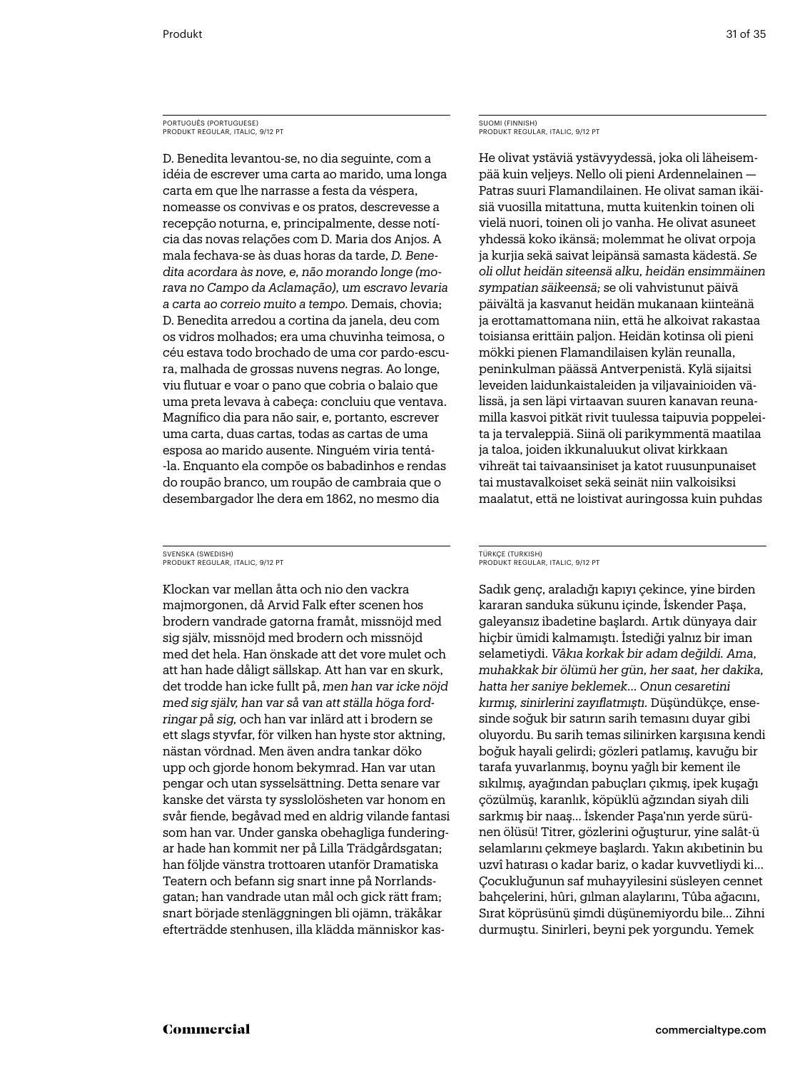PORTUGUÊS (PORTUGUESE)
PRODUKT REGULAR, ITALIC, 9/12 PT

D. Benedita levantou-se, no dia seguinte, com a idéia de escrever uma carta ao marido, uma longa carta em que lhe narrasse a festa da véspera, nomeasse os convivas e os pratos, descrevesse a recepção noturna, e, principalmente, desse notícia das novas relações com D. Maria dos Anjos. A mala fechava-se às duas horas da tarde, *D. Benedita acordara às nove, e, não morando longe (morava no Campo da Aclamação), um escravo levaria a carta ao correio muito a tempo*. Demais, chovia; D. Benedita arredou a cortina da janela, deu com os vidros molhados; era uma chuvinha teimosa, o céu estava todo brochado de uma cor pardo-escura, malhada de grossas nuvens negras. Ao longe, viu flutuar e voar o pano que cobria o balaio que uma preta levava à cabeça: concluiu que ventava. Magnífico dia para não sair, e, portanto, escrever uma carta, duas cartas, todas as cartas de uma esposa ao marido ausente. Ninguém viria tentá-la. Enquanto ela compõe os babadinhos e rendas do roupão branco, um roupão de cambraia que o desembargador lhe dera em 1862, no mesmo dia

SUOMI (FINNISH)
PRODUKT REGULAR, ITALIC, 9/12 PT

He olivat ystäviä ystävyydessä, joka oli läheisempää kuin veljeys. Nello oli pieni Ardennelainen — Patras suuri Flamandilainen. He olivat saman ikäisiä vuosilla mitattuna, mutta kuitenkin toinen oli vielä nuori, toinen oli jo vanha. He olivat asuneet yhdessä koko ikänsä; molemmat he olivat orpoja ja kurjia sekä saivat leipänsä samasta kädestä. *Se oli ollut heidän siteensä alku, heidän ensimmäinen sympatian säikeensä;* se oli vahvistunut päivä päivältä ja kasvanut heidän mukanaan kiinteänä ja erottamattomana niin, että he alkoivat rakastaa toisiansa erittäin paljon. Heidän kotinsa oli pieni mökki pienen Flamandilaisen kylän reunalla, peninkulman päässä Antverpenistä. Kylä sijaitsi leveiden laidunkaistaleiden ja viljavainioiden välissä, ja sen läpi virtaavan suuren kanavan reunamilla kasvoi pitkät rivit tuulessa taipuvia poppeleita ja tervaleppiä. Siinä oli parikymmentä maatilaa ja taloa, joiden ikkunaluukut olivat kirkkaan vihreät tai taivaansiniset ja katot ruusunpunaiset tai mustavalkoiset sekä seinät niin valkoisiksi maalatut, että ne loistivat auringossa kuin puhdas

SVENSKA (SWEDISH)
PRODUKT REGULAR, ITALIC, 9/12 PT

Klockan var mellan åtta och nio den vackra majmorgonen, då Arvid Falk efter scenen hos brodern vandrade gatorna framåt, missnöjd med sig själv, missnöjd med brodern och missnöjd med det hela. Han önskade att det vore mulet och att han hade dåligt sällskap. Att han var en skurk, det trodde han icke fullt på, *men han var icke nöjd med sig själv, han var så van att ställa höga fordringar på sig,* och han var inlärd att i brodern se ett slags styvfar, för vilken han hyste stor aktning, nästan vördnad. Men även andra tankar döko upp och gjorde honom bekymrad. Han var utan pengar och utan sysselsättning. Detta senare var kanske det värsta ty sysslolösheten var honom en svår fiende, begåvad med en aldrig vilande fantasi som han var. Under ganska obehagliga funderingar hade han kommit ner på Lilla Trädgårdsgatan; han följde vänstra trottoaren utanför Dramatiska Teatern och befann sig snart inne på Norrlandsgatan; han vandrade utan mål och gick rätt fram; snart började stenläggningen bli ojämn, träkåkar efterträdde stenhusen, illa klädda människor kas-

TÜRKÇE (TURKISH)
PRODUKT REGULAR, ITALIC, 9/12 PT

Sadık genç, araladığı kapıyı çekince, yine birden kararan sanduka sükunu içinde, İskender Paşa, galeyansız ibadetine başlardı. Artık dünyaya dair hiçbir ümidi kalmamıştı. İstediği yalnız bir iman selametiydi. *Vâkıa korkak bir adam değildi. Ama, muhakkak bir ölümü her gün, her saat, her dakika, hatta her saniye beklemek… Onun cesaretini kırmış, sinirlerini zayıflatmıştı.* Düşündükçe, ensesinde soğuk bir satırın sarih temasını duyar gibi oluyordu. Bu sarih temas silinirken karşısına kendi boğuk hayali gelirdi; gözleri patlamış, kavuğu bir tarafa yuvarlanmış, boynu yağlı bir kement ile sıkılmış, ayağından pabuçları çıkmış, ipek kuşağı çözülmüş, karanlık, köpüklü ağzından siyah dili sarkmış bir naaş… İskender Paşa'nın yerde sürünen ölüsü! Titrer, gözlerini oğuşturur, yine salât-ü selamlarını çekmeye başlardı. Yakın akıbetinin bu uzvî hatırası o kadar bariz, o kadar kuvvetliydi ki… Çocukluğunun saf muhayyilesini süsleyen cennet bahçelerini, hûri, gılman alaylarını, Tûba ağacını, Sırat köprüsünü şimdi düşünemiyordu bile… Zihni durmuştu. Sinirleri, beyni pek yorgundu. Yemek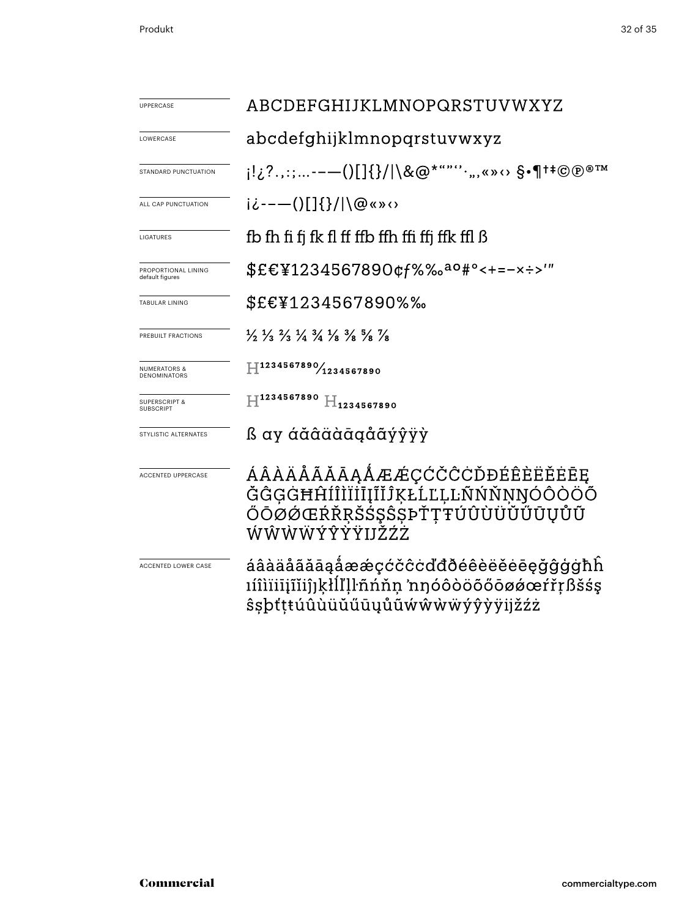| | |
|---|---|
| UPPERCASE | ABCDEFGHIJKLMNOPQRSTUVWXYZ |
| LOWERCASE | abcdefghijklmnopqrstuvwxyz |
| STANDARD PUNCTUATION | ¡!¿?.,:;…-–—()[]{}/\|\&@*"""''·„‚«»‹› §•¶†‡©℗®™ |
| ALL CAP PUNCTUATION | ¡¿-–—()[]{}/\|\@«»‹› |
| LIGATURES | fb fh fi fj fk fl ff ffb ffh ffi ffj ffk ffl ß |
| PROPORTIONAL LINING default figures | $£€¥1234567890¢ƒ%‰ªº#°<+=−×÷>′″ |
| TABULAR LINING | $£€¥1234567890%‰ |
| PREBUILT FRACTIONS | ½ ⅓ ⅔ ¼ ¾ ⅛ ⅜ ⅝ ⅞ |
| NUMERATORS & DENOMINATORS | $H^{1234567890}/_{1234567890}$ |
| SUPERSCRIPT & SUBSCRIPT | $H^{1234567890}$ $H_{1234567890}$ |
| STYLISTIC ALTERNATES | ß ay áăâäàāąåãýŷÿỳ |
| ACCENTED UPPERCASE | ÁÂÀÄÅÃĂĀĄǺÆǼÇĆČĈĊĎĐÉÊÈËĚĖĒĘĞĜĢĠĦĤÍÎÌÏİĪĮĨĬĴĶŁĹĽĻĿÑŃŇŅŊÓÔÒÖÕŐŌØǾŒŔŘŖŠŚŞŜȘÞŤŢŦÚÛÙÜŬŰŪŲŮŨẂŴẀẄÝŶỲŸĲŽŹŻ |
| ACCENTED LOWER CASE | áâàäåãăāąǻæǽçćčĉċďđðéêèëěėēęğĝģġħĥıíîìïīįĩĭȷĵķłĺľļŀñńňņŉŋóôòöõőōøǿœŕřŗßšśşŝșþťţŧúûùüŭűūųůũẃŵẁẅýŷỳÿĳžźż |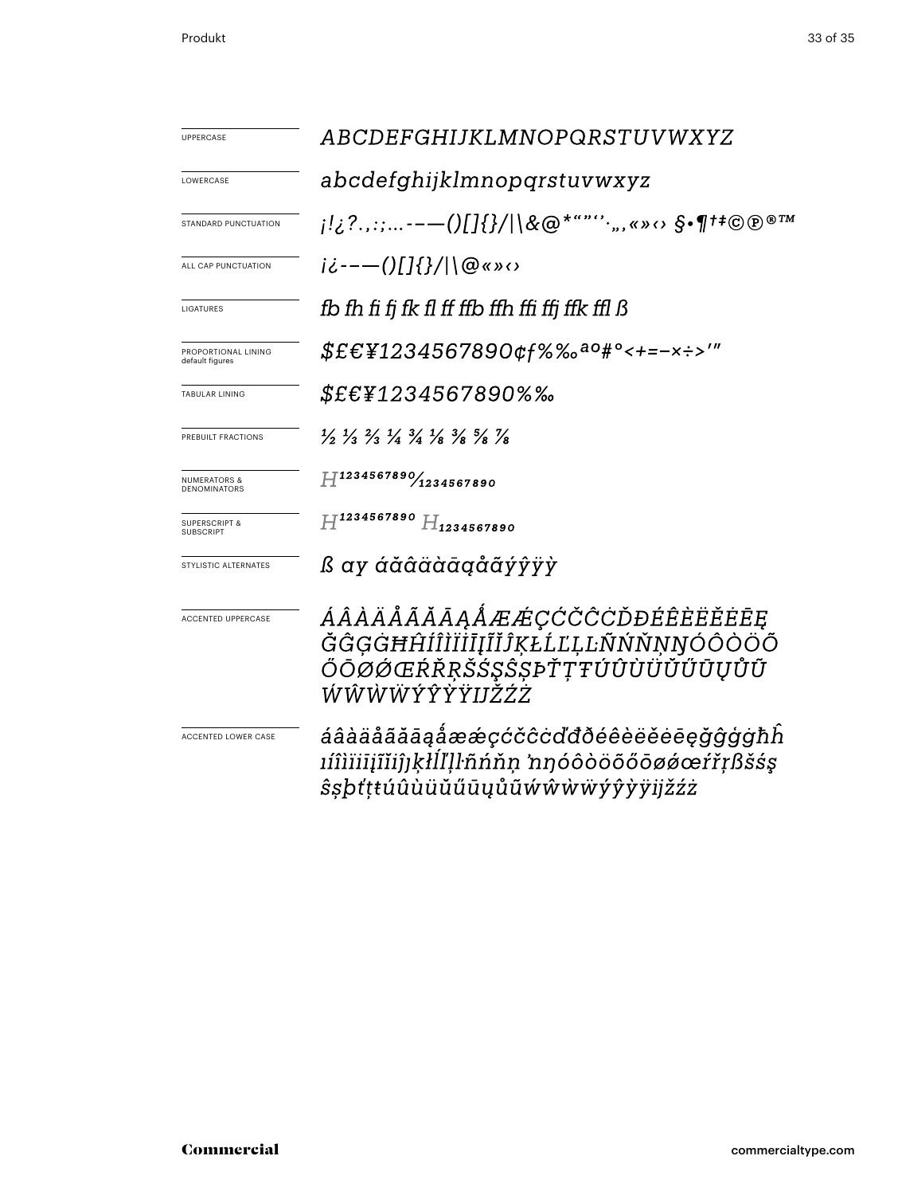| | |
|---|---|
| UPPERCASE | *ABCDEFGHIJKLMNOPQRSTUVWXYZ* |
| LOWERCASE | *abcdefghijklmnopqrstuvwxyz* |
| STANDARD PUNCTUATION | *¡!¿?.,:;...-–—()[]{}/\|\&@*""''·‚„«»‹› §•¶†‡©℗®™* |
| ALL CAP PUNCTUATION | *¡¿-–—()[]{}/\|\@«»‹›* |
| LIGATURES | *fb fh fi fj fk fl ff ffb ffh ffi ffj ffk ffl ß* |
| PROPORTIONAL LINING default figures | *$£€¥1234567890¢ƒ%‰ªº#°<+=−×÷>′″* |
| TABULAR LINING | *$£€¥1234567890%‰* |
| PREBUILT FRACTIONS | *½ ⅓ ⅔ ¼ ¾ ⅛ ⅜ ⅝ ⅞* |
| NUMERATORS & DENOMINATORS | *H¹²³⁴⁵⁶⁷⁸⁹⁰⁄₁₂₃₄₅₆₇₈₉₀* |
| SUPERSCRIPT & SUBSCRIPT | *H¹²³⁴⁵⁶⁷⁸⁹⁰ H₁₂₃₄₅₆₇₈₉₀* |
| STYLISTIC ALTERNATES | *ß ay áăâäàāąåãýŷÿỳ* |
| ACCENTED UPPERCASE | *ÁÂÀÄÅÃĂĀĄǺÆǼÇĆČĈĊĎĐÉÊÈËĚĖĒĘĞĜĢĠĦĤÍÎÌÏİĪĮĨĬĴĶŁĹĽĻĿÑŃŇŅŊÓÔÒÖÕŐŌØǾŒŔŘŖŠŚŞŜȘÞŤŢŦÚÛÙÜŬŰŪŲŮŨẂŴẀẄÝŶỲŸĲŽŹŻ* |
| ACCENTED LOWER CASE | *áâàäåãăāąǻæǽçćčĉċďđðéêèëěėēęğĝģġħĥıíîìïiīįĩĭȷĵķłĺľļŀñńňņ ŉŋóôòöõőōøǿœŕřŗßšśşŝșþťţŧúûùüŭűūųůũẃŵẁẅýŷỳÿĳžźż* |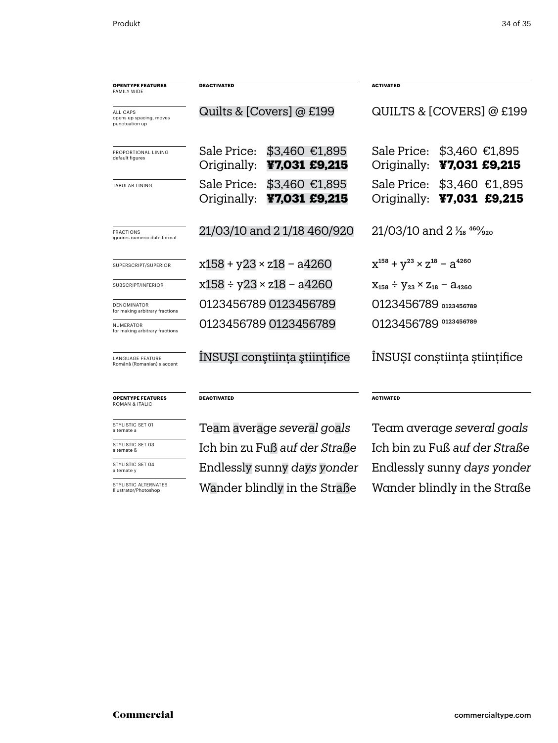| **OPENTYPE FEATURES** FAMILY WIDE | **DEACTIVATED** | **ACTIVATED** |
| --- | --- | --- |
| ALL CAPS opens up spacing, moves punctuation up | Quilts & [Covers] @ £199 | QUILTS & [COVERS] @ £199 |
| PROPORTIONAL LINING default figures | Sale Price: $3,460 €1,895 Originally: **¥7,031 £9,215** | Sale Price: $3,460 €1,895 Originally: **¥7,031 £9,215** |
| TABULAR LINING | Sale Price: $3,460 €1,895 Originally: **¥7,031 £9,215** | Sale Price: $3,460 €1,895 Originally: **¥7,031 £9,215** |
| FRACTIONS ignores numeric date format | 21/03/10 and 2 1/18 460/920 | 21/03/10 and 2 $\frac{1}{18}$ $\frac{460}{920}$ |
| SUPERSCRIPT/SUPERIOR | x158 + y23 × z18 – a4260 | $x^{158} + y^{23} \times z^{18} - a^{4260}$ |
| SUBSCRIPT/INFERIOR | x158 ÷ y23 × z18 – a4260 | $x_{158} \div y_{23} \times z_{18} - a_{4260}$ |
| DENOMINATOR for making arbitrary fractions | 0123456789 0123456789 | 0123456789 $_{0123456789}$ |
| NUMERATOR for making arbitrary fractions | 0123456789 0123456789 | 0123456789 $^{0123456789}$ |
| LANGUAGE FEATURE Română (Romanian) s accent | ÎNSUŞI conştiinţa ştiinţifice | ÎNSUȘI conștiința științifice |

| **OPENTYPE FEATURES** ROMAN & ITALIC | **DEACTIVATED** | **ACTIVATED** |
| --- | --- | --- |
| STYLISTIC SET 01 alternate a | Team average *several goals* | Team average *several goals* |
| STYLISTIC SET 03 alternate ß | Ich bin zu Fuß *auf der Straße* | Ich bin zu Fuß *auf der Straße* |
| STYLISTIC SET 04 alternate y | Endlessly sunny *days yonder* | Endlessly sunny *days yonder* |
| STYLISTIC ALTERNATES Illustrator/Photoshop | Wander blindly in the Straße | Wander blindly in the Straße |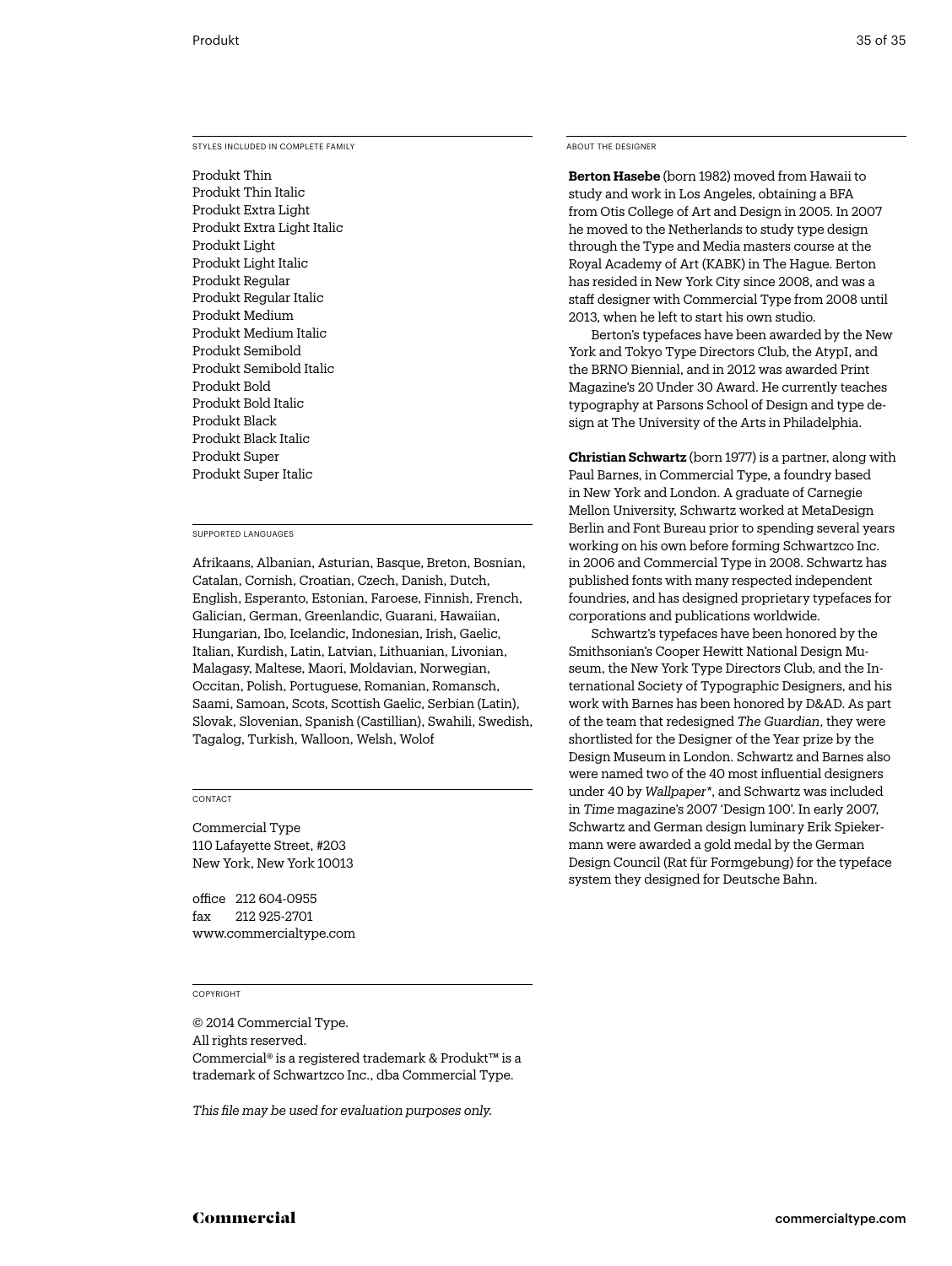## STYLES INCLUDED IN COMPLETE FAMILY

Produkt Thin
Produkt Thin Italic
Produkt Extra Light
Produkt Extra Light Italic
Produkt Light
Produkt Light Italic
Produkt Regular
Produkt Regular Italic
Produkt Medium
Produkt Medium Italic
Produkt Semibold
Produkt Semibold Italic
Produkt Bold
Produkt Bold Italic
Produkt Black
Produkt Black Italic
Produkt Super
Produkt Super Italic

## SUPPORTED LANGUAGES

Afrikaans, Albanian, Asturian, Basque, Breton, Bosnian, Catalan, Cornish, Croatian, Czech, Danish, Dutch, English, Esperanto, Estonian, Faroese, Finnish, French, Galician, German, Greenlandic, Guarani, Hawaiian, Hungarian, Ibo, Icelandic, Indonesian, Irish, Gaelic, Italian, Kurdish, Latin, Latvian, Lithuanian, Livonian, Malagasy, Maltese, Maori, Moldavian, Norwegian, Occitan, Polish, Portuguese, Romanian, Romansch, Saami, Samoan, Scots, Scottish Gaelic, Serbian (Latin), Slovak, Slovenian, Spanish (Castillian), Swahili, Swedish, Tagalog, Turkish, Walloon, Welsh, Wolof

## CONTACT

Commercial Type
110 Lafayette Street, #203
New York, New York 10013

office 212 604-0955
fax 212 925-2701
www.commercialtype.com

## COPYRIGHT

© 2014 Commercial Type.
All rights reserved.
Commercial® is a registered trademark & Produkt™ is a trademark of Schwartzco Inc., dba Commercial Type.

*This file may be used for evaluation purposes only.*

## ABOUT THE DESIGNER

**Berton Hasebe** (born 1982) moved from Hawaii to study and work in Los Angeles, obtaining a BFA from Otis College of Art and Design in 2005. In 2007 he moved to the Netherlands to study type design through the Type and Media masters course at the Royal Academy of Art (KABK) in The Hague. Berton has resided in New York City since 2008, and was a staff designer with Commercial Type from 2008 until 2013, when he left to start his own studio.

Berton's typefaces have been awarded by the New York and Tokyo Type Directors Club, the AtypI, and the BRNO Biennial, and in 2012 was awarded Print Magazine's 20 Under 30 Award. He currently teaches typography at Parsons School of Design and type design at The University of the Arts in Philadelphia.

**Christian Schwartz** (born 1977) is a partner, along with Paul Barnes, in Commercial Type, a foundry based in New York and London. A graduate of Carnegie Mellon University, Schwartz worked at MetaDesign Berlin and Font Bureau prior to spending several years working on his own before forming Schwartzco Inc. in 2006 and Commercial Type in 2008. Schwartz has published fonts with many respected independent foundries, and has designed proprietary typefaces for corporations and publications worldwide.

Schwartz's typefaces have been honored by the Smithsonian's Cooper Hewitt National Design Museum, the New York Type Directors Club, and the International Society of Typographic Designers, and his work with Barnes has been honored by D&AD. As part of the team that redesigned *The Guardian*, they were shortlisted for the Designer of the Year prize by the Design Museum in London. Schwartz and Barnes also were named two of the 40 most influential designers under 40 by *Wallpaper**, and Schwartz was included in *Time* magazine's 2007 'Design 100'. In early 2007, Schwartz and German design luminary Erik Spiekermann were awarded a gold medal by the German Design Council (Rat für Formgebung) for the typeface system they designed for Deutsche Bahn.